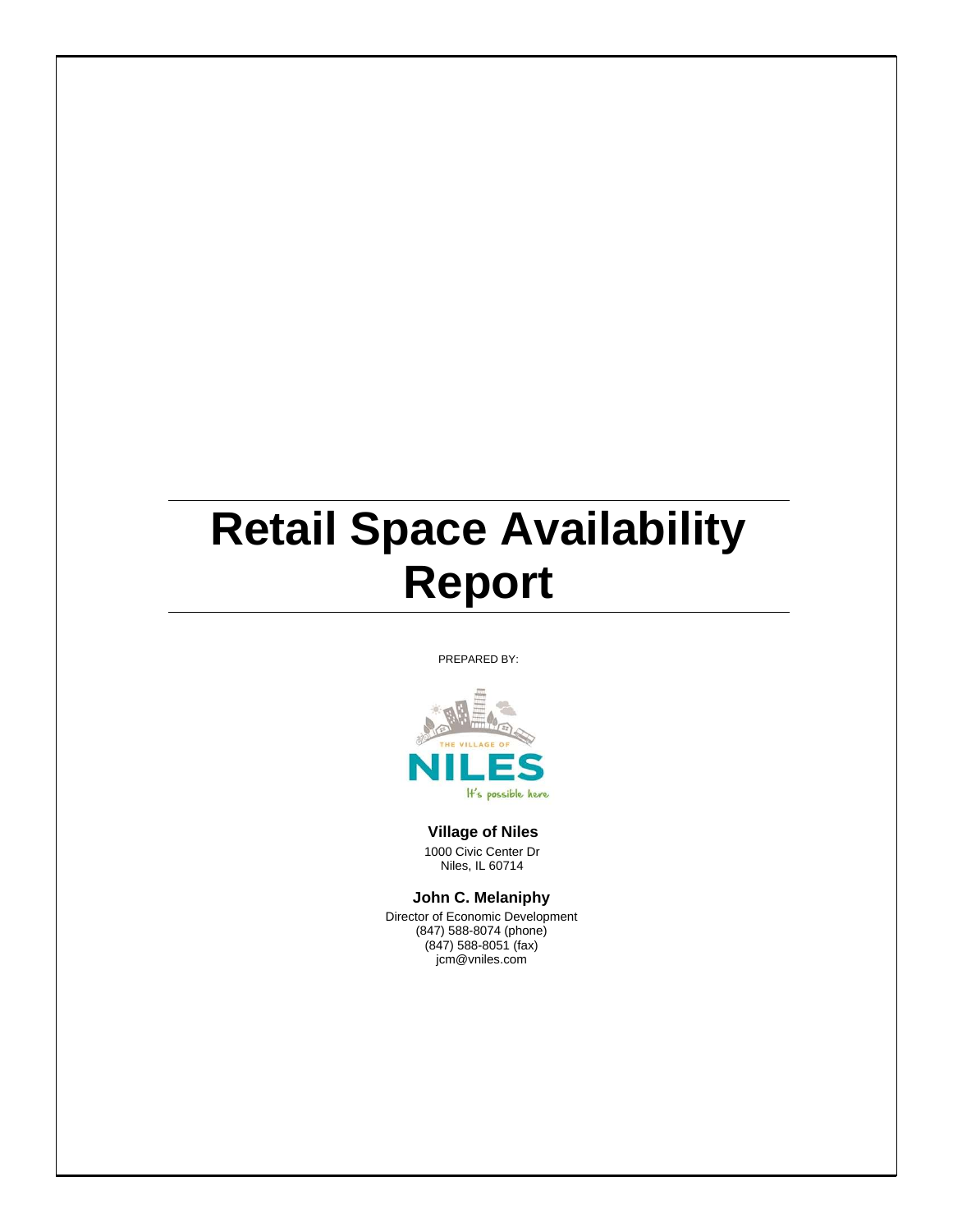# Retail Space Availability Report

PREPARED BY:

THE VILLAGE OF

NILES

It's possible here

**Village of Niles**

1000 Civic Center Dr
Niles, IL 60714

**John C. Melaniphy**

Director of Economic Development
(847) 588-8074 (phone)
(847) 588-8051 (fax)
jcm@vniles.com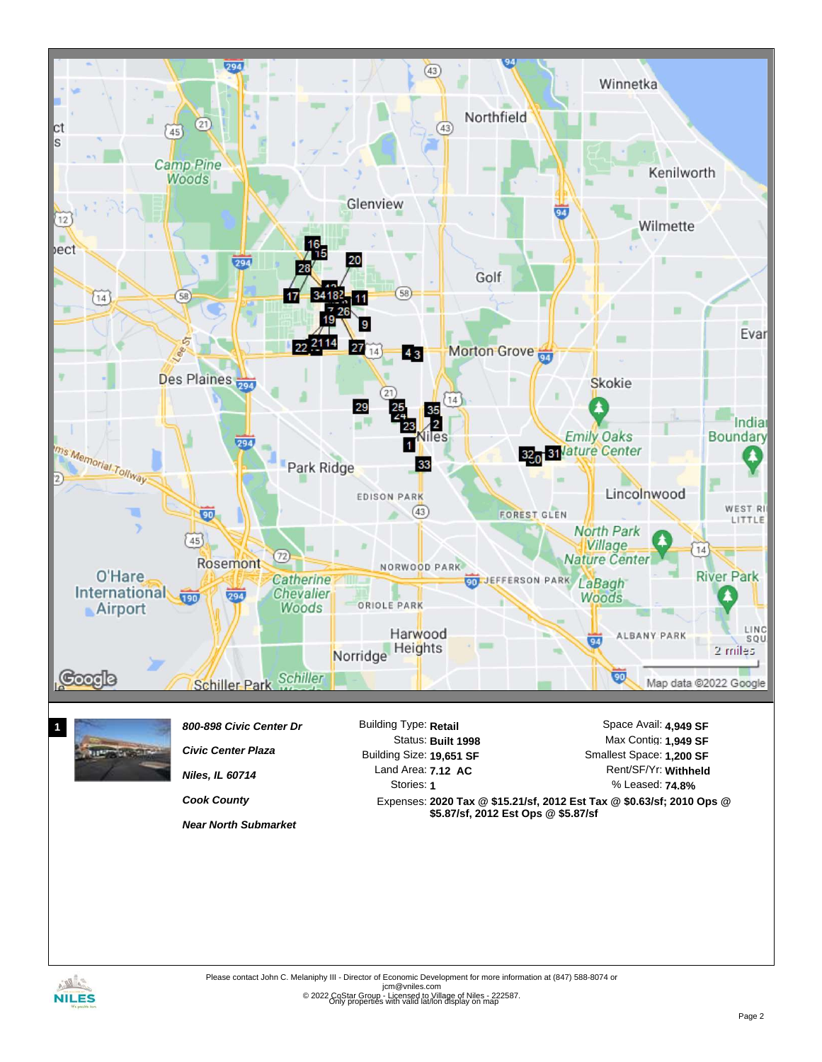**1**

***800-898 Civic Center Dr***

***Civic Center Plaza***

***Niles, IL 60714***

***Cook County***

***Near North Submarket***

Building Type: **Retail**
Status: **Built 1998**
Building Size: **19,651 SF**
Land Area: **7.12 AC**
Stories: **1**
Expenses: **2020 Tax @ $15.21/sf, 2012 Est Tax @ $0.63/sf; 2010 Ops @ $5.87/sf, 2012 Est Ops @ $5.87/sf**

Space Avail: **4,949 SF**
Max Contig: **1,949 SF**
Smallest Space: **1,200 SF**
Rent/SF/Yr: **Withheld**
% Leased: **74.8%**

Please contact John C. Melaniphy III - Director of Economic Development for more information at (847) 588-8074 or jcm@vniles.com

© 2022 CoStar Group - Licensed to Village of Niles - 222587.
Only properties with valid lat/lon display on map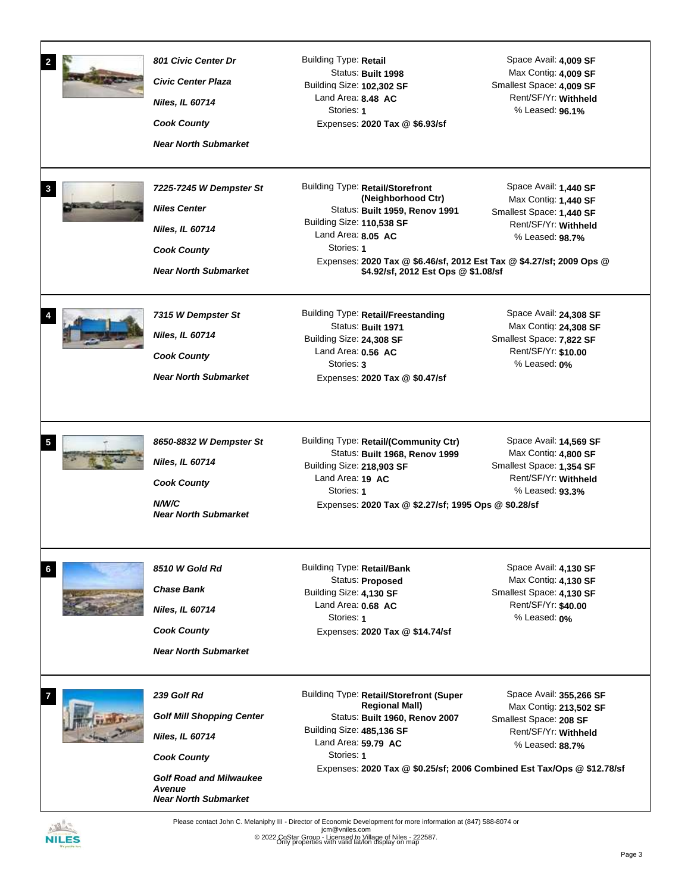**2**

***801 Civic Center Dr***

***Civic Center Plaza***

***Niles, IL 60714***

***Cook County***

***Near North Submarket***

Building Type: **Retail**
Status: **Built 1998**
Building Size: **102,302 SF**
Land Area: **8.48 AC**
Stories: **1**
Expenses: **2020 Tax @ $6.93/sf**

Space Avail: **4,009 SF**
Max Contig: **4,009 SF**
Smallest Space: **4,009 SF**
Rent/SF/Yr: **Withheld**
% Leased: **96.1%**

---

**3**

***7225-7245 W Dempster St***

***Niles Center***

***Niles, IL 60714***

***Cook County***

***Near North Submarket***

Building Type: **Retail/Storefront (Neighborhood Ctr)**
Status: **Built 1959, Renov 1991**
Building Size: **110,538 SF**
Land Area: **8.05 AC**
Stories: **1**
Expenses: **2020 Tax @ $6.46/sf, 2012 Est Tax @ $4.27/sf; 2009 Ops @ $4.92/sf, 2012 Est Ops @ $1.08/sf**

Space Avail: **1,440 SF**
Max Contig: **1,440 SF**
Smallest Space: **1,440 SF**
Rent/SF/Yr: **Withheld**
% Leased: **98.7%**

---

**4**

***7315 W Dempster St***

***Niles, IL 60714***

***Cook County***

***Near North Submarket***

Building Type: **Retail/Freestanding**
Status: **Built 1971**
Building Size: **24,308 SF**
Land Area: **0.56 AC**
Stories: **3**
Expenses: **2020 Tax @ $0.47/sf**

Space Avail: **24,308 SF**
Max Contig: **24,308 SF**
Smallest Space: **7,822 SF**
Rent/SF/Yr: **$10.00**
% Leased: **0%**

---

**5**

***8650-8832 W Dempster St***

***Niles, IL 60714***

***Cook County***

***N/W/C***
***Near North Submarket***

Building Type: **Retail/(Community Ctr)**
Status: **Built 1968, Renov 1999**
Building Size: **218,903 SF**
Land Area: **19 AC**
Stories: **1**
Expenses: **2020 Tax @ $2.27/sf; 1995 Ops @ $0.28/sf**

Space Avail: **14,569 SF**
Max Contig: **4,800 SF**
Smallest Space: **1,354 SF**
Rent/SF/Yr: **Withheld**
% Leased: **93.3%**

---

**6**

***8510 W Gold Rd***

***Chase Bank***

***Niles, IL 60714***

***Cook County***

***Near North Submarket***

Building Type: **Retail/Bank**
Status: **Proposed**
Building Size: **4,130 SF**
Land Area: **0.68 AC**
Stories: **1**
Expenses: **2020 Tax @ $14.74/sf**

Space Avail: **4,130 SF**
Max Contig: **4,130 SF**
Smallest Space: **4,130 SF**
Rent/SF/Yr: **$40.00**
% Leased: **0%**

---

**7**

***239 Golf Rd***

***Golf Mill Shopping Center***

***Niles, IL 60714***

***Cook County***

***Golf Road and Milwaukee Avenue***
***Near North Submarket***

Building Type: **Retail/Storefront (Super Regional Mall)**
Status: **Built 1960, Renov 2007**
Building Size: **485,136 SF**
Land Area: **59.79 AC**
Stories: **1**
Expenses: **2020 Tax @ $0.25/sf; 2006 Combined Est Tax/Ops @ $12.78/sf**

Space Avail: **355,266 SF**
Max Contig: **213,502 SF**
Smallest Space: **208 SF**
Rent/SF/Yr: **Withheld**
% Leased: **88.7%**

---

Please contact John C. Melaniphy III - Director of Economic Development for more information at (847) 588-8074 or jcm@vniles.com

© 2022 CoStar Group - Licensed to Village of Niles - 222587.
Only properties with valid lat/lon display on map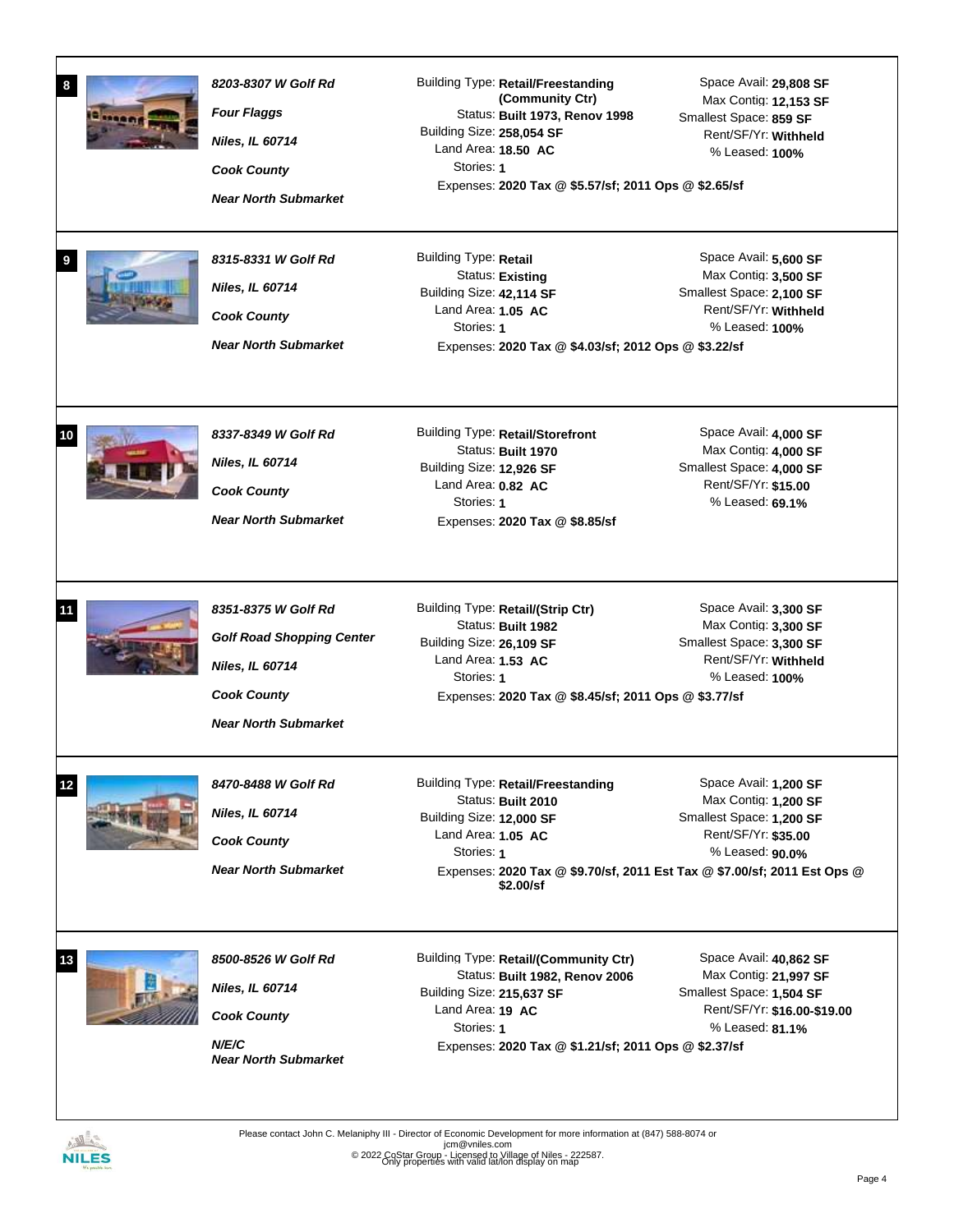**8**

***8203-8307 W Golf Rd***

***Four Flaggs***

***Niles, IL 60714***

***Cook County***

***Near North Submarket***

Building Type: **Retail/Freestanding (Community Ctr)**
Status: **Built 1973, Renov 1998**
Building Size: **258,054 SF**
Land Area: **18.50 AC**
Stories: **1**
Expenses: **2020 Tax @ $5.57/sf; 2011 Ops @ $2.65/sf**

Space Avail: **29,808 SF**
Max Contig: **12,153 SF**
Smallest Space: **859 SF**
Rent/SF/Yr: **Withheld**
% Leased: **100%**

---

**9**

***8315-8331 W Golf Rd***

***Niles, IL 60714***

***Cook County***

***Near North Submarket***

Building Type: **Retail**
Status: **Existing**
Building Size: **42,114 SF**
Land Area: **1.05 AC**
Stories: **1**
Expenses: **2020 Tax @ $4.03/sf; 2012 Ops @ $3.22/sf**

Space Avail: **5,600 SF**
Max Contig: **3,500 SF**
Smallest Space: **2,100 SF**
Rent/SF/Yr: **Withheld**
% Leased: **100%**

---

**10**

***8337-8349 W Golf Rd***

***Niles, IL 60714***

***Cook County***

***Near North Submarket***

Building Type: **Retail/Storefront**
Status: **Built 1970**
Building Size: **12,926 SF**
Land Area: **0.82 AC**
Stories: **1**
Expenses: **2020 Tax @ $8.85/sf**

Space Avail: **4,000 SF**
Max Contig: **4,000 SF**
Smallest Space: **4,000 SF**
Rent/SF/Yr: **$15.00**
% Leased: **69.1%**

---

**11**

***8351-8375 W Golf Rd***

***Golf Road Shopping Center***

***Niles, IL 60714***

***Cook County***

***Near North Submarket***

Building Type: **Retail/(Strip Ctr)**
Status: **Built 1982**
Building Size: **26,109 SF**
Land Area: **1.53 AC**
Stories: **1**
Expenses: **2020 Tax @ $8.45/sf; 2011 Ops @ $3.77/sf**

Space Avail: **3,300 SF**
Max Contig: **3,300 SF**
Smallest Space: **3,300 SF**
Rent/SF/Yr: **Withheld**
% Leased: **100%**

---

**12**

***8470-8488 W Golf Rd***

***Niles, IL 60714***

***Cook County***

***Near North Submarket***

Building Type: **Retail/Freestanding**
Status: **Built 2010**
Building Size: **12,000 SF**
Land Area: **1.05 AC**
Stories: **1**
Expenses: **2020 Tax @ $9.70/sf, 2011 Est Tax @ $7.00/sf; 2011 Est Ops @ $2.00/sf**

Space Avail: **1,200 SF**
Max Contig: **1,200 SF**
Smallest Space: **1,200 SF**
Rent/SF/Yr: **$35.00**
% Leased: **90.0%**

---

**13**

***8500-8526 W Golf Rd***

***Niles, IL 60714***

***Cook County***

***N/E/C***
***Near North Submarket***

Building Type: **Retail/(Community Ctr)**
Status: **Built 1982, Renov 2006**
Building Size: **215,637 SF**
Land Area: **19 AC**
Stories: **1**
Expenses: **2020 Tax @ $1.21/sf; 2011 Ops @ $2.37/sf**

Space Avail: **40,862 SF**
Max Contig: **21,997 SF**
Smallest Space: **1,504 SF**
Rent/SF/Yr: **$16.00-$19.00**
% Leased: **81.1%**

---

Please contact John C. Melaniphy III - Director of Economic Development for more information at (847) 588-8074 or jcm@vniles.com

© 2022 CoStar Group - Licensed to Village of Niles - 222587.
Only properties with valid lat/lon display on map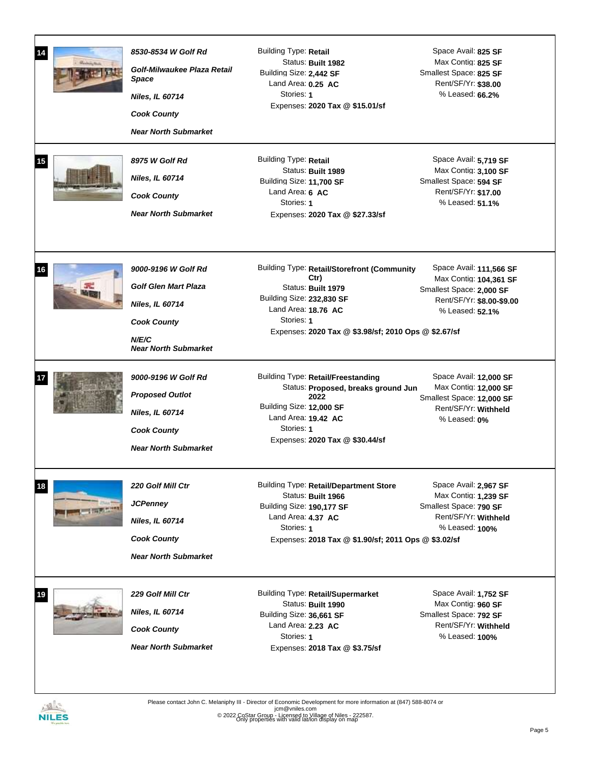## 14

***8530-8534 W Golf Rd***

***Golf-Milwaukee Plaza Retail Space***

***Niles, IL 60714***

***Cook County***

***Near North Submarket***

Building Type: **Retail**
Status: **Built 1982**
Building Size: **2,442 SF**
Land Area: **0.25 AC**
Stories: **1**
Expenses: **2020 Tax @ $15.01/sf**

Space Avail: **825 SF**
Max Contig: **825 SF**
Smallest Space: **825 SF**
Rent/SF/Yr: **$38.00**
% Leased: **66.2%**

## 15

***8975 W Golf Rd***

***Niles, IL 60714***

***Cook County***

***Near North Submarket***

Building Type: **Retail**
Status: **Built 1989**
Building Size: **11,700 SF**
Land Area: **6 AC**
Stories: **1**
Expenses: **2020 Tax @ $27.33/sf**

Space Avail: **5,719 SF**
Max Contig: **3,100 SF**
Smallest Space: **594 SF**
Rent/SF/Yr: **$17.00**
% Leased: **51.1%**

## 16

***9000-9196 W Golf Rd***

***Golf Glen Mart Plaza***

***Niles, IL 60714***

***Cook County***

***N/E/C***
***Near North Submarket***

Building Type: **Retail/Storefront (Community Ctr)**
Status: **Built 1979**
Building Size: **232,830 SF**
Land Area: **18.76 AC**
Stories: **1**
Expenses: **2020 Tax @ $3.98/sf; 2010 Ops @ $2.67/sf**

Space Avail: **111,566 SF**
Max Contig: **104,361 SF**
Smallest Space: **2,000 SF**
Rent/SF/Yr: **$8.00-$9.00**
% Leased: **52.1%**

## 17

***9000-9196 W Golf Rd***

***Proposed Outlot***

***Niles, IL 60714***

***Cook County***

***Near North Submarket***

Building Type: **Retail/Freestanding**
Status: **Proposed, breaks ground Jun 2022**
Building Size: **12,000 SF**
Land Area: **19.42 AC**
Stories: **1**
Expenses: **2020 Tax @ $30.44/sf**

Space Avail: **12,000 SF**
Max Contig: **12,000 SF**
Smallest Space: **12,000 SF**
Rent/SF/Yr: **Withheld**
% Leased: **0%**

## 18

***220 Golf Mill Ctr***

***JCPenney***

***Niles, IL 60714***

***Cook County***

***Near North Submarket***

Building Type: **Retail/Department Store**
Status: **Built 1966**
Building Size: **190,177 SF**
Land Area: **4.37 AC**
Stories: **1**
Expenses: **2018 Tax @ $1.90/sf; 2011 Ops @ $3.02/sf**

Space Avail: **2,967 SF**
Max Contig: **1,239 SF**
Smallest Space: **790 SF**
Rent/SF/Yr: **Withheld**
% Leased: **100%**

## 19

***229 Golf Mill Ctr***

***Niles, IL 60714***

***Cook County***

***Near North Submarket***

Building Type: **Retail/Supermarket**
Status: **Built 1990**
Building Size: **36,661 SF**
Land Area: **2.23 AC**
Stories: **1**
Expenses: **2018 Tax @ $3.75/sf**

Space Avail: **1,752 SF**
Max Contig: **960 SF**
Smallest Space: **792 SF**
Rent/SF/Yr: **Withheld**
% Leased: **100%**

Please contact John C. Melaniphy III - Director of Economic Development for more information at (847) 588-8074 or jcm@vniles.com

© 2022 CoStar Group - Licensed to Village of Niles - 222587.
Only properties with valid lat/lon display on map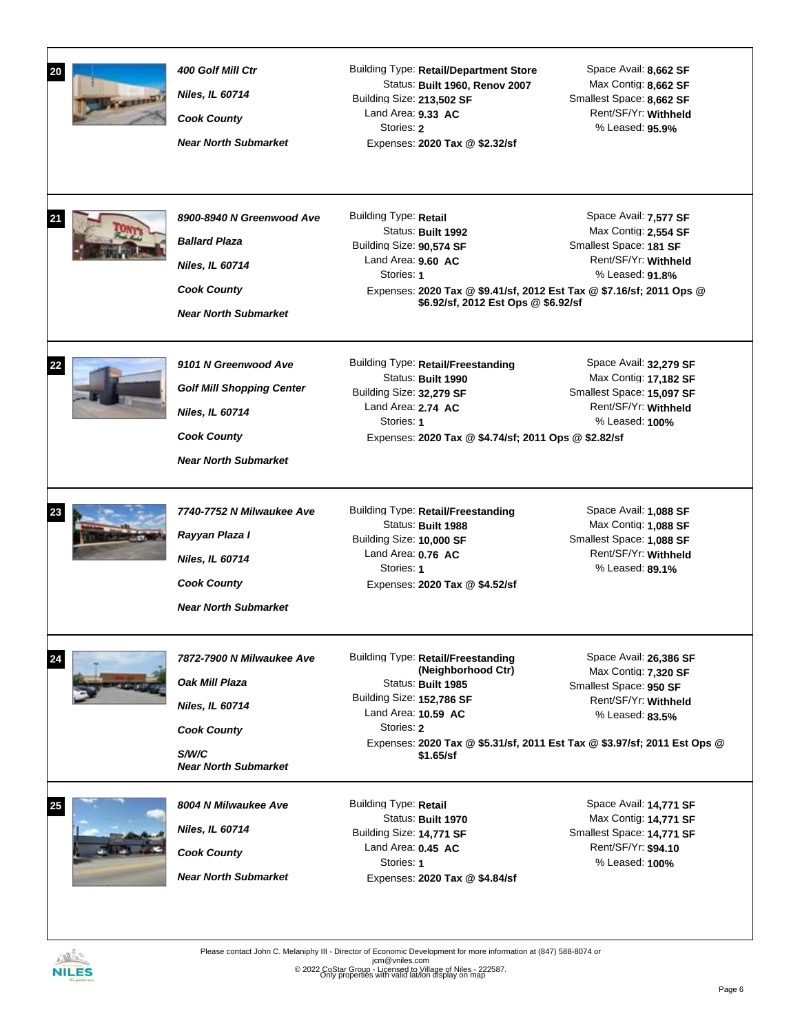## 20

*400 Golf Mill Ctr*
*Niles, IL 60714*
*Cook County*
*Near North Submarket*

Building Type: **Retail/Department Store**
Status: **Built 1960, Renov 2007**
Building Size: **213,502 SF**
Land Area: **9.33 AC**
Stories: **2**
Expenses: **2020 Tax @ $2.32/sf**

Space Avail: **8,662 SF**
Max Contig: **8,662 SF**
Smallest Space: **8,662 SF**
Rent/SF/Yr: **Withheld**
% Leased: **95.9%**

## 21

*8900-8940 N Greenwood Ave*
*Ballard Plaza*
*Niles, IL 60714*
*Cook County*
*Near North Submarket*

Building Type: **Retail**
Status: **Built 1992**
Building Size: **90,574 SF**
Land Area: **9.60 AC**
Stories: **1**
Expenses: **2020 Tax @ $9.41/sf, 2012 Est Tax @ $7.16/sf; 2011 Ops @ $6.92/sf, 2012 Est Ops @ $6.92/sf**

Space Avail: **7,577 SF**
Max Contig: **2,554 SF**
Smallest Space: **181 SF**
Rent/SF/Yr: **Withheld**
% Leased: **91.8%**

## 22

*9101 N Greenwood Ave*
*Golf Mill Shopping Center*
*Niles, IL 60714*
*Cook County*
*Near North Submarket*

Building Type: **Retail/Freestanding**
Status: **Built 1990**
Building Size: **32,279 SF**
Land Area: **2.74 AC**
Stories: **1**
Expenses: **2020 Tax @ $4.74/sf; 2011 Ops @ $2.82/sf**

Space Avail: **32,279 SF**
Max Contig: **17,182 SF**
Smallest Space: **15,097 SF**
Rent/SF/Yr: **Withheld**
% Leased: **100%**

## 23

*7740-7752 N Milwaukee Ave*
*Rayyan Plaza I*
*Niles, IL 60714*
*Cook County*
*Near North Submarket*

Building Type: **Retail/Freestanding**
Status: **Built 1988**
Building Size: **10,000 SF**
Land Area: **0.76 AC**
Stories: **1**
Expenses: **2020 Tax @ $4.52/sf**

Space Avail: **1,088 SF**
Max Contig: **1,088 SF**
Smallest Space: **1,088 SF**
Rent/SF/Yr: **Withheld**
% Leased: **89.1%**

## 24

*7872-7900 N Milwaukee Ave*
*Oak Mill Plaza*
*Niles, IL 60714*
*Cook County*
*S/W/C*
*Near North Submarket*

Building Type: **Retail/Freestanding (Neighborhood Ctr)**
Status: **Built 1985**
Building Size: **152,786 SF**
Land Area: **10.59 AC**
Stories: **2**
Expenses: **2020 Tax @ $5.31/sf, 2011 Est Tax @ $3.97/sf; 2011 Est Ops @ $1.65/sf**

Space Avail: **26,386 SF**
Max Contig: **7,320 SF**
Smallest Space: **950 SF**
Rent/SF/Yr: **Withheld**
% Leased: **83.5%**

## 25

*8004 N Milwaukee Ave*
*Niles, IL 60714*
*Cook County*
*Near North Submarket*

Building Type: **Retail**
Status: **Built 1970**
Building Size: **14,771 SF**
Land Area: **0.45 AC**
Stories: **1**
Expenses: **2020 Tax @ $4.84/sf**

Space Avail: **14,771 SF**
Max Contig: **14,771 SF**
Smallest Space: **14,771 SF**
Rent/SF/Yr: **$94.10**
% Leased: **100%**

Please contact John C. Melaniphy III - Director of Economic Development for more information at (847) 588-8074 or jcm@vniles.com

© 2022 CoStar Group - Licensed to Village of Niles - 222587.
Only properties with valid lat/lon display on map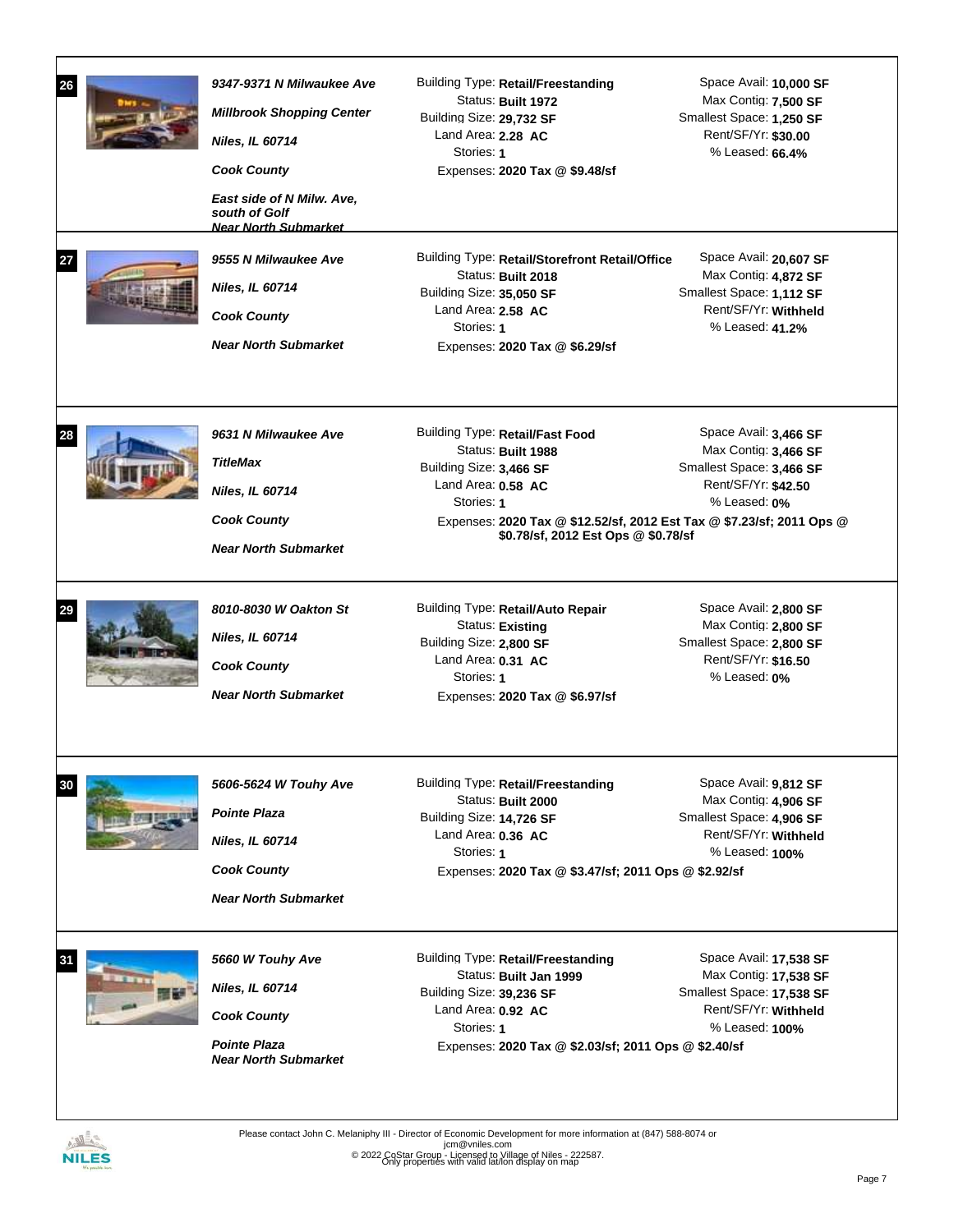## 26

***9347-9371 N Milwaukee Ave***

***Millbrook Shopping Center***

***Niles, IL 60714***

***Cook County***

***East side of N Milw. Ave, south of Golf***
***Near North Submarket***

Building Type: **Retail/Freestanding**
Status: **Built 1972**
Building Size: **29,732 SF**
Land Area: **2.28 AC**
Stories: **1**
Expenses: **2020 Tax @ $9.48/sf**

Space Avail: **10,000 SF**
Max Contig: **7,500 SF**
Smallest Space: **1,250 SF**
Rent/SF/Yr: **$30.00**
% Leased: **66.4%**

## 27

***9555 N Milwaukee Ave***

***Niles, IL 60714***

***Cook County***

***Near North Submarket***

Building Type: **Retail/Storefront Retail/Office**
Status: **Built 2018**
Building Size: **35,050 SF**
Land Area: **2.58 AC**
Stories: **1**
Expenses: **2020 Tax @ $6.29/sf**

Space Avail: **20,607 SF**
Max Contig: **4,872 SF**
Smallest Space: **1,112 SF**
Rent/SF/Yr: **Withheld**
% Leased: **41.2%**

## 28

***9631 N Milwaukee Ave***

***TitleMax***

***Niles, IL 60714***

***Cook County***

***Near North Submarket***

Building Type: **Retail/Fast Food**
Status: **Built 1988**
Building Size: **3,466 SF**
Land Area: **0.58 AC**
Stories: **1**
Expenses: **2020 Tax @ $12.52/sf, 2012 Est Tax @ $7.23/sf; 2011 Ops @ $0.78/sf, 2012 Est Ops @ $0.78/sf**

Space Avail: **3,466 SF**
Max Contig: **3,466 SF**
Smallest Space: **3,466 SF**
Rent/SF/Yr: **$42.50**
% Leased: **0%**

## 29

***8010-8030 W Oakton St***

***Niles, IL 60714***

***Cook County***

***Near North Submarket***

Building Type: **Retail/Auto Repair**
Status: **Existing**
Building Size: **2,800 SF**
Land Area: **0.31 AC**
Stories: **1**
Expenses: **2020 Tax @ $6.97/sf**

Space Avail: **2,800 SF**
Max Contig: **2,800 SF**
Smallest Space: **2,800 SF**
Rent/SF/Yr: **$16.50**
% Leased: **0%**

## 30

***5606-5624 W Touhy Ave***

***Pointe Plaza***

***Niles, IL 60714***

***Cook County***

***Near North Submarket***

Building Type: **Retail/Freestanding**
Status: **Built 2000**
Building Size: **14,726 SF**
Land Area: **0.36 AC**
Stories: **1**
Expenses: **2020 Tax @ $3.47/sf; 2011 Ops @ $2.92/sf**

Space Avail: **9,812 SF**
Max Contig: **4,906 SF**
Smallest Space: **4,906 SF**
Rent/SF/Yr: **Withheld**
% Leased: **100%**

## 31

***5660 W Touhy Ave***

***Niles, IL 60714***

***Cook County***

***Pointe Plaza***
***Near North Submarket***

Building Type: **Retail/Freestanding**
Status: **Built Jan 1999**
Building Size: **39,236 SF**
Land Area: **0.92 AC**
Stories: **1**
Expenses: **2020 Tax @ $2.03/sf; 2011 Ops @ $2.40/sf**

Space Avail: **17,538 SF**
Max Contig: **17,538 SF**
Smallest Space: **17,538 SF**
Rent/SF/Yr: **Withheld**
% Leased: **100%**

Please contact John C. Melaniphy III - Director of Economic Development for more information at (847) 588-8074 or jcm@vniles.com

© 2022 CoStar Group - Licensed to Village of Niles - 222587.
Only properties with valid lat/lon display on map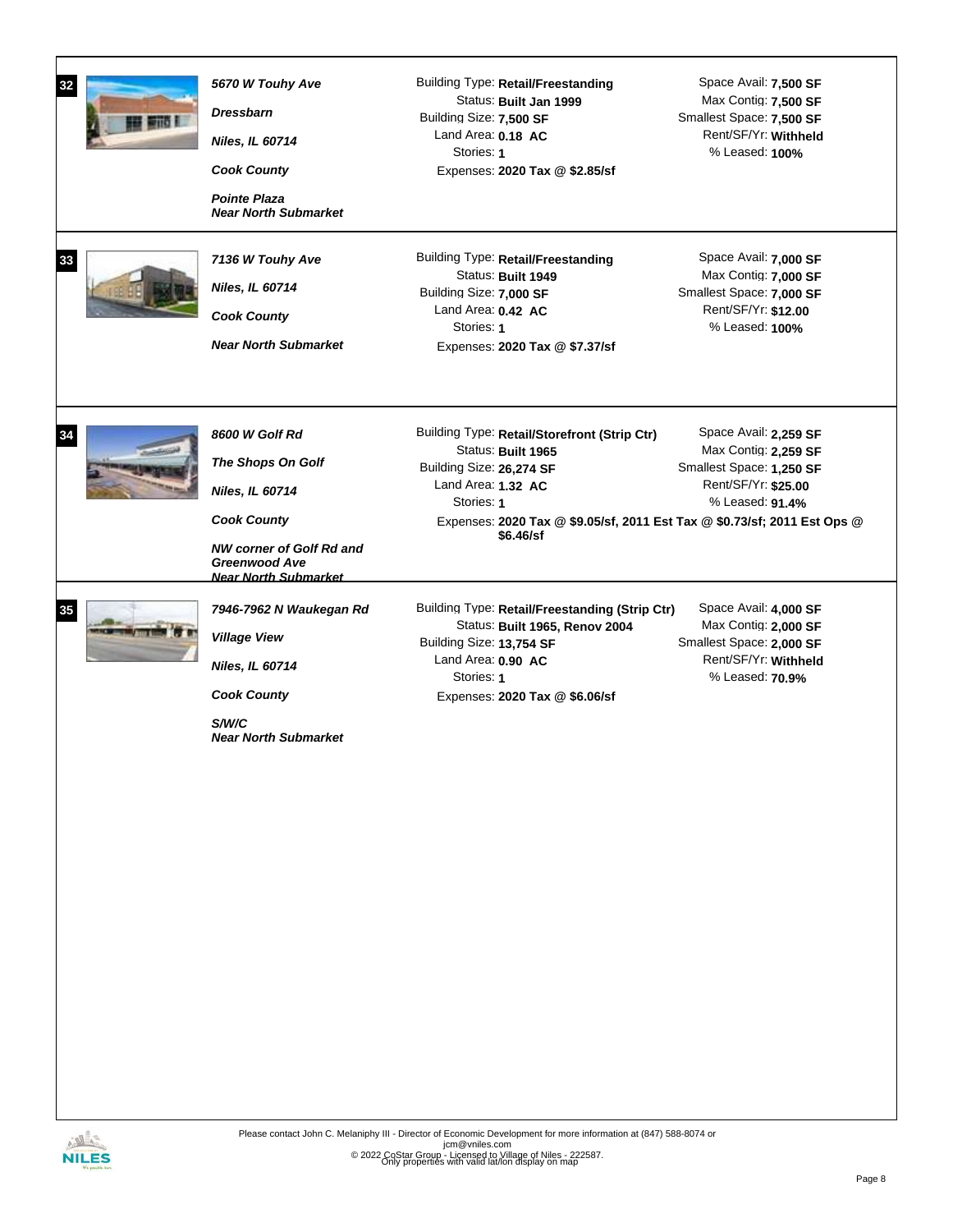**32**

***5670 W Touhy Ave***

***Dressbarn***

***Niles, IL 60714***

***Cook County***

***Pointe Plaza***
***Near North Submarket***

Building Type: **Retail/Freestanding**
Status: **Built Jan 1999**
Building Size: **7,500 SF**
Land Area: **0.18 AC**
Stories: **1**
Expenses: **2020 Tax @ $2.85/sf**

Space Avail: **7,500 SF**
Max Contig: **7,500 SF**
Smallest Space: **7,500 SF**
Rent/SF/Yr: **Withheld**
% Leased: **100%**

---

**33**

***7136 W Touhy Ave***

***Niles, IL 60714***

***Cook County***

***Near North Submarket***

Building Type: **Retail/Freestanding**
Status: **Built 1949**
Building Size: **7,000 SF**
Land Area: **0.42 AC**
Stories: **1**
Expenses: **2020 Tax @ $7.37/sf**

Space Avail: **7,000 SF**
Max Contig: **7,000 SF**
Smallest Space: **7,000 SF**
Rent/SF/Yr: **$12.00**
% Leased: **100%**

---

**34**

***8600 W Golf Rd***

***The Shops On Golf***

***Niles, IL 60714***

***Cook County***

***NW corner of Golf Rd and Greenwood Ave***
***Near North Submarket***

Building Type: **Retail/Storefront (Strip Ctr)**
Status: **Built 1965**
Building Size: **26,274 SF**
Land Area: **1.32 AC**
Stories: **1**
Expenses: **2020 Tax @ $9.05/sf, 2011 Est Tax @ $0.73/sf; 2011 Est Ops @ $6.46/sf**

Space Avail: **2,259 SF**
Max Contig: **2,259 SF**
Smallest Space: **1,250 SF**
Rent/SF/Yr: **$25.00**
% Leased: **91.4%**

---

**35**

***7946-7962 N Waukegan Rd***

***Village View***

***Niles, IL 60714***

***Cook County***

***S/W/C***
***Near North Submarket***

Building Type: **Retail/Freestanding (Strip Ctr)**
Status: **Built 1965, Renov 2004**
Building Size: **13,754 SF**
Land Area: **0.90 AC**
Stories: **1**
Expenses: **2020 Tax @ $6.06/sf**

Space Avail: **4,000 SF**
Max Contig: **2,000 SF**
Smallest Space: **2,000 SF**
Rent/SF/Yr: **Withheld**
% Leased: **70.9%**

---

Please contact John C. Melaniphy III - Director of Economic Development for more information at (847) 588-8074 or jcm@vniles.com

© 2022 CoStar Group - Licensed to Village of Niles - 222587.
Only properties with valid lat/lon display on map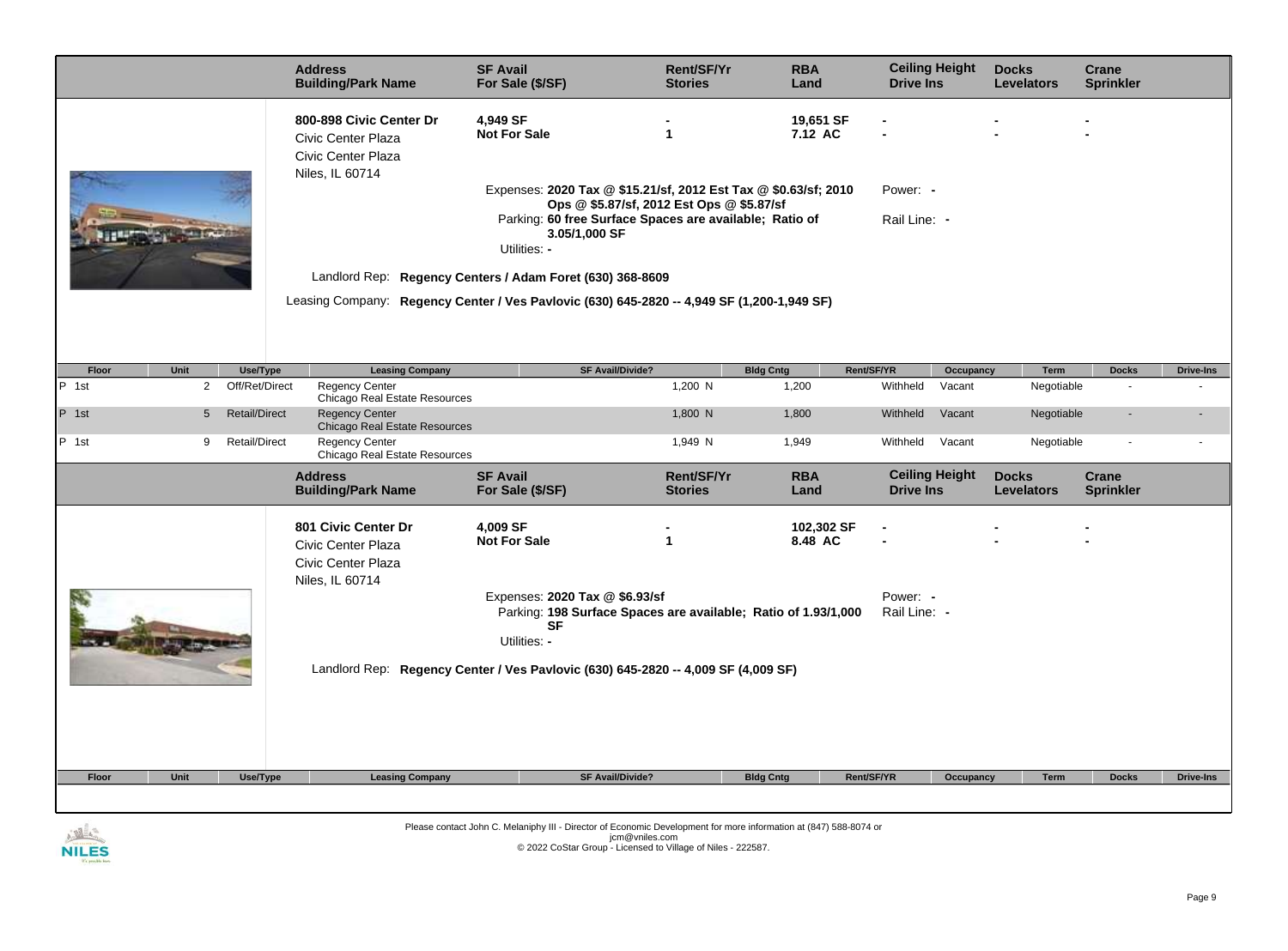| Address<br>Building/Park Name | SF Avail<br>For Sale ($/SF) | Rent/SF/Yr<br>Stories | RBA<br>Land | Ceiling Height<br>Drive Ins | Docks<br>Levelators | Crane<br>Sprinkler |
|---|---|---|---|---|---|---|
| **800-898 Civic Center Dr**<br>Civic Center Plaza<br>Civic Center Plaza<br>Niles, IL 60714 | **4,949 SF**<br>**Not For Sale** | **-**<br>**1** | **19,651 SF**<br>**7.12 AC** | **-**<br>**-** | **-**<br>**-** | **-**<br>**-** |

Expenses: **2020 Tax @ $15.21/sf, 2012 Est Tax @ $0.63/sf; 2010 Ops @ $5.87/sf, 2012 Est Ops @ $5.87/sf**

Parking: **60 free Surface Spaces are available; Ratio of 3.05/1,000 SF**

Utilities: **-**

Power: **-**

Rail Line: **-**

Landlord Rep: **Regency Centers / Adam Foret (630) 368-8609**

Leasing Company: **Regency Center / Ves Pavlovic (630) 645-2820 -- 4,949 SF (1,200-1,949 SF)**

| Floor | Unit | Use/Type | Leasing Company | SF Avail/Divide? | Bldg Cntg | Rent/SF/YR | Occupancy | Term | Docks | Drive-Ins |
|---|---|---|---|---|---|---|---|---|---|---|
| P 1st | 2 | Off/Ret/Direct | Regency Center<br>Chicago Real Estate Resources | 1,200 N | 1,200 | Withheld | Vacant | Negotiable | - | - |
| P 1st | 5 | Retail/Direct | Regency Center<br>Chicago Real Estate Resources | 1,800 N | 1,800 | Withheld | Vacant | Negotiable | - | - |
| P 1st | 9 | Retail/Direct | Regency Center<br>Chicago Real Estate Resources | 1,949 N | 1,949 | Withheld | Vacant | Negotiable | - | - |

| Address<br>Building/Park Name | SF Avail<br>For Sale ($/SF) | Rent/SF/Yr<br>Stories | RBA<br>Land | Ceiling Height<br>Drive Ins | Docks<br>Levelators | Crane<br>Sprinkler |
|---|---|---|---|---|---|---|
| **801 Civic Center Dr**<br>Civic Center Plaza<br>Civic Center Plaza<br>Niles, IL 60714 | **4,009 SF**<br>**Not For Sale** | **-**<br>**1** | **102,302 SF**<br>**8.48 AC** | **-**<br>**-** | **-**<br>**-** | **-**<br>**-** |

Expenses: **2020 Tax @ $6.93/sf**

Parking: **198 Surface Spaces are available; Ratio of 1.93/1,000 SF**

Utilities: **-**

Power: **-**

Rail Line: **-**

Landlord Rep: **Regency Center / Ves Pavlovic (630) 645-2820 -- 4,009 SF (4,009 SF)**

| Floor | Unit | Use/Type | Leasing Company | SF Avail/Divide? | Bldg Cntg | Rent/SF/YR | Occupancy | Term | Docks | Drive-Ins |
|---|---|---|---|---|---|---|---|---|---|---|

Please contact John C. Melaniphy III - Director of Economic Development for more information at (847) 588-8074 or jcm@vniles.com

© 2022 CoStar Group - Licensed to Village of Niles - 222587.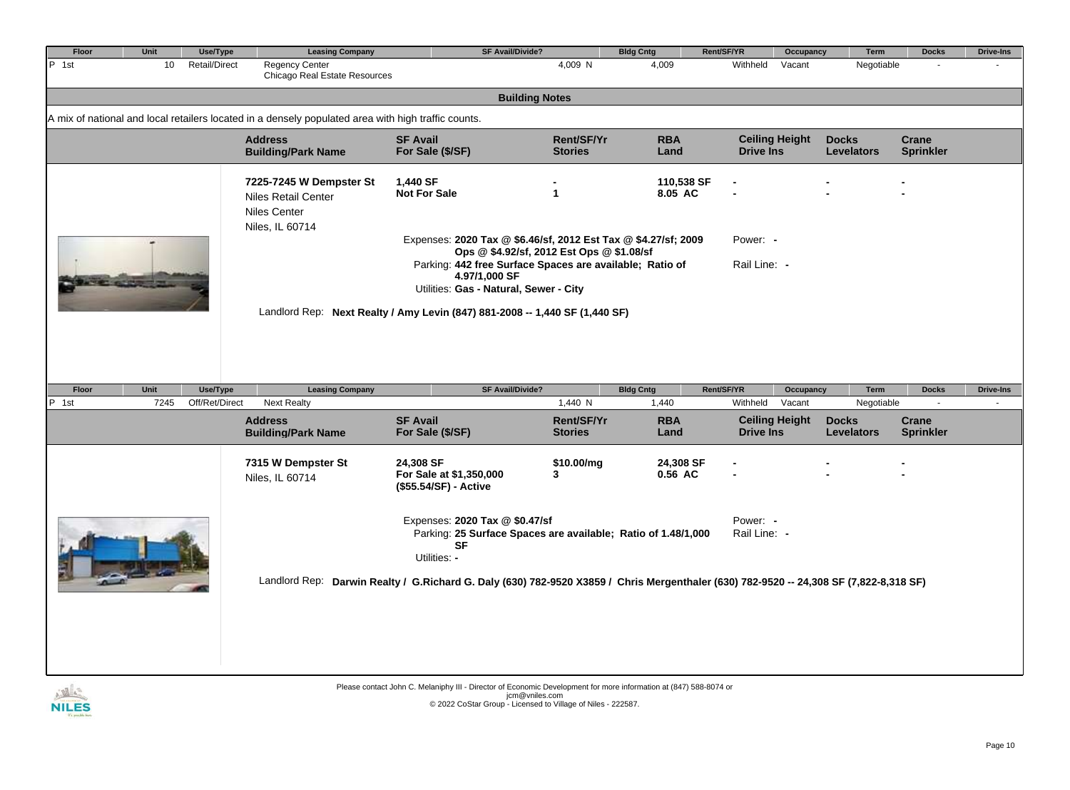| Floor | Unit | Use/Type | Leasing Company | SF Avail/Divide? | Bldg Cntg | Rent/SF/YR | Occupancy | Term | Docks | Drive-Ins |
|---|---|---|---|---|---|---|---|---|---|---|
| P 1st | 10 | Retail/Direct | Regency Center<br>Chicago Real Estate Resources | 4,009 N | 4,009 | Withheld | Vacant | Negotiable | - | - |

### Building Notes

A mix of national and local retailers located in a densely populated area with high traffic counts.

| Address<br>Building/Park Name | SF Avail<br>For Sale ($/SF) | Rent/SF/Yr<br>Stories | RBA<br>Land | Ceiling Height<br>Drive Ins | Docks<br>Levelators | Crane<br>Sprinkler |
|---|---|---|---|---|---|---|
| **7225-7245 W Dempster St**<br>Niles Retail Center<br>Niles Center<br>Niles, IL 60714 | **1,440 SF**<br>**Not For Sale** | **-**<br>**1** | **110,538 SF**<br>**8.05 AC** | **-**<br>**-** | **-**<br>**-** | **-**<br>**-** |

Expenses: **2020 Tax @ $6.46/sf, 2012 Est Tax @ $4.27/sf; 2009 Ops @ $4.92/sf, 2012 Est Ops @ $1.08/sf**

Parking: **442 free Surface Spaces are available; Ratio of 4.97/1,000 SF**

Utilities: **Gas - Natural, Sewer - City**

Power: **-**

Rail Line: **-**

Landlord Rep: **Next Realty / Amy Levin (847) 881-2008 -- 1,440 SF (1,440 SF)**

| Floor | Unit | Use/Type | Leasing Company | SF Avail/Divide? | Bldg Cntg | Rent/SF/YR | Occupancy | Term | Docks | Drive-Ins |
|---|---|---|---|---|---|---|---|---|---|---|
| P 1st | 7245 | Off/Ret/Direct | Next Realty | 1,440 N | 1,440 | Withheld | Vacant | Negotiable | - | - |

| Address<br>Building/Park Name | SF Avail<br>For Sale ($/SF) | Rent/SF/Yr<br>Stories | RBA<br>Land | Ceiling Height<br>Drive Ins | Docks<br>Levelators | Crane<br>Sprinkler |
|---|---|---|---|---|---|---|
| **7315 W Dempster St**<br>Niles, IL 60714 | **24,308 SF**<br>**For Sale at $1,350,000 ($55.54/SF) - Active** | **$10.00/mg**<br>**3** | **24,308 SF**<br>**0.56 AC** | **-**<br>**-** | **-**<br>**-** | **-**<br>**-** |

Expenses: **2020 Tax @ $0.47/sf**

Parking: **25 Surface Spaces are available; Ratio of 1.48/1,000 SF**

Utilities: **-**

Power: **-**

Rail Line: **-**

Landlord Rep: **Darwin Realty / G.Richard G. Daly (630) 782-9520 X3859 / Chris Mergenthaler (630) 782-9520 -- 24,308 SF (7,822-8,318 SF)**

Please contact John C. Melaniphy III - Director of Economic Development for more information at (847) 588-8074 or jcm@vniles.com

© 2022 CoStar Group - Licensed to Village of Niles - 222587.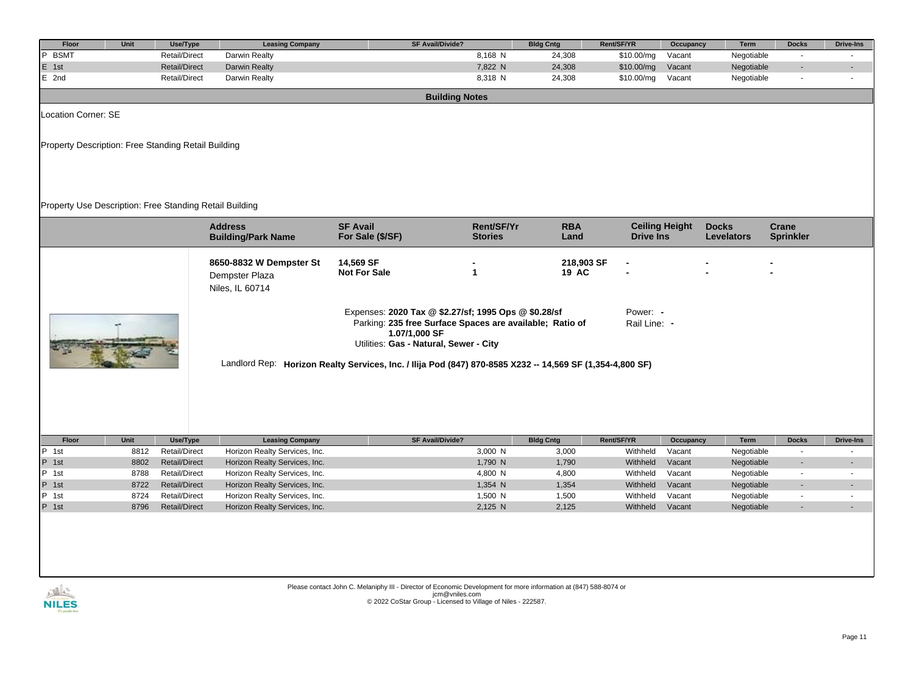| Floor | Unit | Use/Type | Leasing Company | SF Avail/Divide? | Bldg Cntg | Rent/SF/YR | Occupancy | Term | Docks | Drive-Ins |
|---|---|---|---|---|---|---|---|---|---|---|
| P BSMT | | Retail/Direct | Darwin Realty | 8,168 N | 24,308 | $10.00/mg | Vacant | Negotiable | - | - |
| E 1st | | Retail/Direct | Darwin Realty | 7,822 N | 24,308 | $10.00/mg | Vacant | Negotiable | - | - |
| E 2nd | | Retail/Direct | Darwin Realty | 8,318 N | 24,308 | $10.00/mg | Vacant | Negotiable | - | - |

## Building Notes

Location Corner: SE

Property Description: Free Standing Retail Building

Property Use Description: Free Standing Retail Building

| Address / Building/Park Name | SF Avail / For Sale ($/SF) | Rent/SF/Yr / Stories | RBA / Land | Ceiling Height / Drive Ins | Docks / Levelators | Crane / Sprinkler |
|---|---|---|---|---|---|---|
| **8650-8832 W Dempster St** Dempster Plaza Niles, IL 60714 | **14,569 SF** **Not For Sale** | **-** **1** | **218,903 SF** **19 AC** | **-** **-** | **-** **-** | **-** **-** |

Expenses: **2020 Tax @ $2.27/sf; 1995 Ops @ $0.28/sf**
Parking: **235 free Surface Spaces are available; Ratio of 1.07/1,000 SF**
Utilities: **Gas - Natural, Sewer - City**

Power: **-**
Rail Line: **-**

Landlord Rep: **Horizon Realty Services, Inc. / Ilija Pod (847) 870-8585 X232 -- 14,569 SF (1,354-4,800 SF)**

| Floor | Unit | Use/Type | Leasing Company | SF Avail/Divide? | Bldg Cntg | Rent/SF/YR | Occupancy | Term | Docks | Drive-Ins |
|---|---|---|---|---|---|---|---|---|---|---|
| P 1st | 8812 | Retail/Direct | Horizon Realty Services, Inc. | 3,000 N | 3,000 | Withheld | Vacant | Negotiable | - | - |
| P 1st | 8802 | Retail/Direct | Horizon Realty Services, Inc. | 1,790 N | 1,790 | Withheld | Vacant | Negotiable | - | - |
| P 1st | 8788 | Retail/Direct | Horizon Realty Services, Inc. | 4,800 N | 4,800 | Withheld | Vacant | Negotiable | - | - |
| P 1st | 8722 | Retail/Direct | Horizon Realty Services, Inc. | 1,354 N | 1,354 | Withheld | Vacant | Negotiable | - | - |
| P 1st | 8724 | Retail/Direct | Horizon Realty Services, Inc. | 1,500 N | 1,500 | Withheld | Vacant | Negotiable | - | - |
| P 1st | 8796 | Retail/Direct | Horizon Realty Services, Inc. | 2,125 N | 2,125 | Withheld | Vacant | Negotiable | - | - |

Please contact John C. Melaniphy III - Director of Economic Development for more information at (847) 588-8074 or jcm@vniles.com
© 2022 CoStar Group - Licensed to Village of Niles - 222587.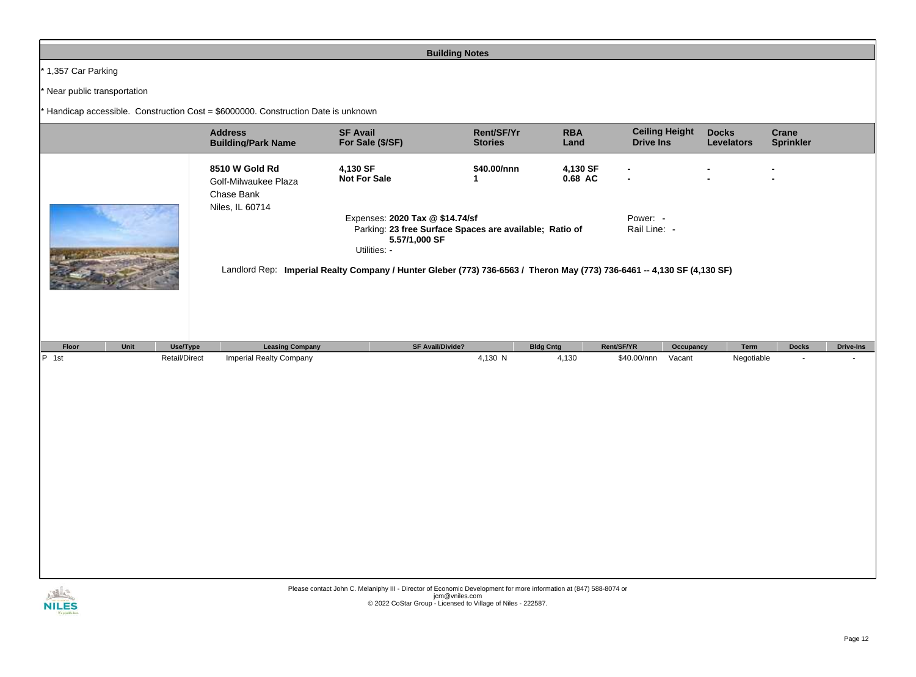## Building Notes

* 1,357 Car Parking

* Near public transportation

* Handicap accessible. Construction Cost = $6000000. Construction Date is unknown

| Address / Building/Park Name | SF Avail / For Sale ($/SF) | Rent/SF/Yr / Stories | RBA / Land | Ceiling Height / Drive Ins | Docks / Levelators | Crane / Sprinkler |
|---|---|---|---|---|---|---|
| **8510 W Gold Rd**<br>Golf-Milwaukee Plaza<br>Chase Bank<br>Niles, IL 60714 | **4,130 SF**<br>**Not For Sale** | **$40.00/nnn**<br>**1** | **4,130 SF**<br>**0.68 AC** | -<br>- | -<br>- | -<br>- |

Expenses: **2020 Tax @ $14.74/sf**

Parking: **23 free Surface Spaces are available; Ratio of 5.57/1,000 SF**

Utilities: -

Power: -

Rail Line: -

Landlord Rep: **Imperial Realty Company / Hunter Gleber (773) 736-6563 / Theron May (773) 736-6461 -- 4,130 SF (4,130 SF)**

| Floor | Unit | Use/Type | Leasing Company | SF Avail/Divide? | Bldg Cntg | Rent/SF/YR | Occupancy | Term | Docks | Drive-Ins |
|---|---|---|---|---|---|---|---|---|---|---|
| P 1st | | Retail/Direct | Imperial Realty Company | 4,130 N | 4,130 | $40.00/nnn | Vacant | Negotiable | - | - |

Please contact John C. Melaniphy III - Director of Economic Development for more information at (847) 588-8074 or jcm@vniles.com
© 2022 CoStar Group - Licensed to Village of Niles - 222587.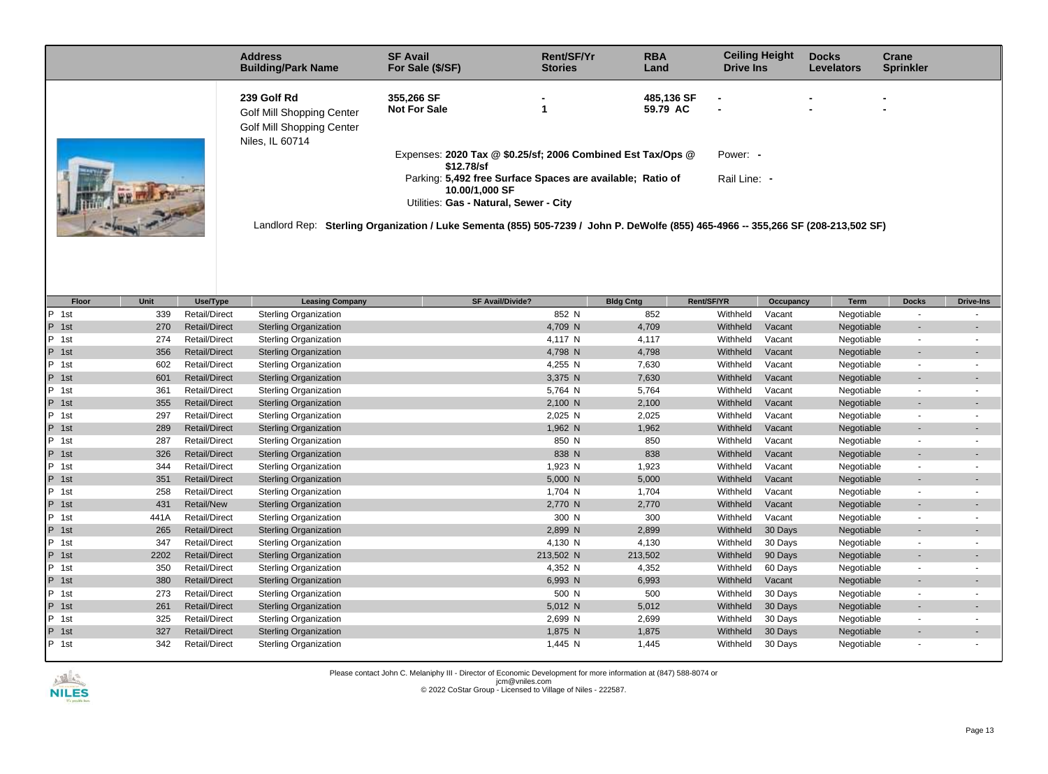| Address / Building/Park Name | SF Avail / For Sale ($/SF) | Rent/SF/Yr / Stories | RBA / Land | Ceiling Height / Drive Ins | Docks / Levelators | Crane / Sprinkler |
|---|---|---|---|---|---|---|
| **239 Golf Rd** Golf Mill Shopping Center Golf Mill Shopping Center Niles, IL 60714 | **355,266 SF** **Not For Sale** | **-** **1** | **485,136 SF** **59.79 AC** | **-** **-** | **-** **-** | **-** **-** |

Expenses: **2020 Tax @ $0.25/sf; 2006 Combined Est Tax/Ops @ $12.78/sf**

Parking: **5,492 free Surface Spaces are available; Ratio of 10.00/1,000 SF**

Utilities: **Gas - Natural, Sewer - City**

Power: **-**

Rail Line: **-**

Landlord Rep: **Sterling Organization / Luke Sementa (855) 505-7239 / John P. DeWolfe (855) 465-4966 -- 355,266 SF (208-213,502 SF)**

| Floor | Unit | Use/Type | Leasing Company | SF Avail/Divide? | Bldg Cntg | Rent/SF/YR | Occupancy | Term | Docks | Drive-Ins |
|---|---|---|---|---|---|---|---|---|---|---|
| P 1st | 339 | Retail/Direct | Sterling Organization | 852 N | 852 | Withheld | Vacant | Negotiable | - | - |
| P 1st | 270 | Retail/Direct | Sterling Organization | 4,709 N | 4,709 | Withheld | Vacant | Negotiable | - | - |
| P 1st | 274 | Retail/Direct | Sterling Organization | 4,117 N | 4,117 | Withheld | Vacant | Negotiable | - | - |
| P 1st | 356 | Retail/Direct | Sterling Organization | 4,798 N | 4,798 | Withheld | Vacant | Negotiable | - | - |
| P 1st | 602 | Retail/Direct | Sterling Organization | 4,255 N | 7,630 | Withheld | Vacant | Negotiable | - | - |
| P 1st | 601 | Retail/Direct | Sterling Organization | 3,375 N | 7,630 | Withheld | Vacant | Negotiable | - | - |
| P 1st | 361 | Retail/Direct | Sterling Organization | 5,764 N | 5,764 | Withheld | Vacant | Negotiable | - | - |
| P 1st | 355 | Retail/Direct | Sterling Organization | 2,100 N | 2,100 | Withheld | Vacant | Negotiable | - | - |
| P 1st | 297 | Retail/Direct | Sterling Organization | 2,025 N | 2,025 | Withheld | Vacant | Negotiable | - | - |
| P 1st | 289 | Retail/Direct | Sterling Organization | 1,962 N | 1,962 | Withheld | Vacant | Negotiable | - | - |
| P 1st | 287 | Retail/Direct | Sterling Organization | 850 N | 850 | Withheld | Vacant | Negotiable | - | - |
| P 1st | 326 | Retail/Direct | Sterling Organization | 838 N | 838 | Withheld | Vacant | Negotiable | - | - |
| P 1st | 344 | Retail/Direct | Sterling Organization | 1,923 N | 1,923 | Withheld | Vacant | Negotiable | - | - |
| P 1st | 351 | Retail/Direct | Sterling Organization | 5,000 N | 5,000 | Withheld | Vacant | Negotiable | - | - |
| P 1st | 258 | Retail/Direct | Sterling Organization | 1,704 N | 1,704 | Withheld | Vacant | Negotiable | - | - |
| P 1st | 431 | Retail/New | Sterling Organization | 2,770 N | 2,770 | Withheld | Vacant | Negotiable | - | - |
| P 1st | 441A | Retail/Direct | Sterling Organization | 300 N | 300 | Withheld | Vacant | Negotiable | - | - |
| P 1st | 265 | Retail/Direct | Sterling Organization | 2,899 N | 2,899 | Withheld | 30 Days | Negotiable | - | - |
| P 1st | 347 | Retail/Direct | Sterling Organization | 4,130 N | 4,130 | Withheld | 30 Days | Negotiable | - | - |
| P 1st | 2202 | Retail/Direct | Sterling Organization | 213,502 N | 213,502 | Withheld | 90 Days | Negotiable | - | - |
| P 1st | 350 | Retail/Direct | Sterling Organization | 4,352 N | 4,352 | Withheld | 60 Days | Negotiable | - | - |
| P 1st | 380 | Retail/Direct | Sterling Organization | 6,993 N | 6,993 | Withheld | Vacant | Negotiable | - | - |
| P 1st | 273 | Retail/Direct | Sterling Organization | 500 N | 500 | Withheld | 30 Days | Negotiable | - | - |
| P 1st | 261 | Retail/Direct | Sterling Organization | 5,012 N | 5,012 | Withheld | 30 Days | Negotiable | - | - |
| P 1st | 325 | Retail/Direct | Sterling Organization | 2,699 N | 2,699 | Withheld | 30 Days | Negotiable | - | - |
| P 1st | 327 | Retail/Direct | Sterling Organization | 1,875 N | 1,875 | Withheld | 30 Days | Negotiable | - | - |
| P 1st | 342 | Retail/Direct | Sterling Organization | 1,445 N | 1,445 | Withheld | 30 Days | Negotiable | - | - |

Please contact John C. Melaniphy III - Director of Economic Development for more information at (847) 588-8074 or jcm@vniles.com

© 2022 CoStar Group - Licensed to Village of Niles - 222587.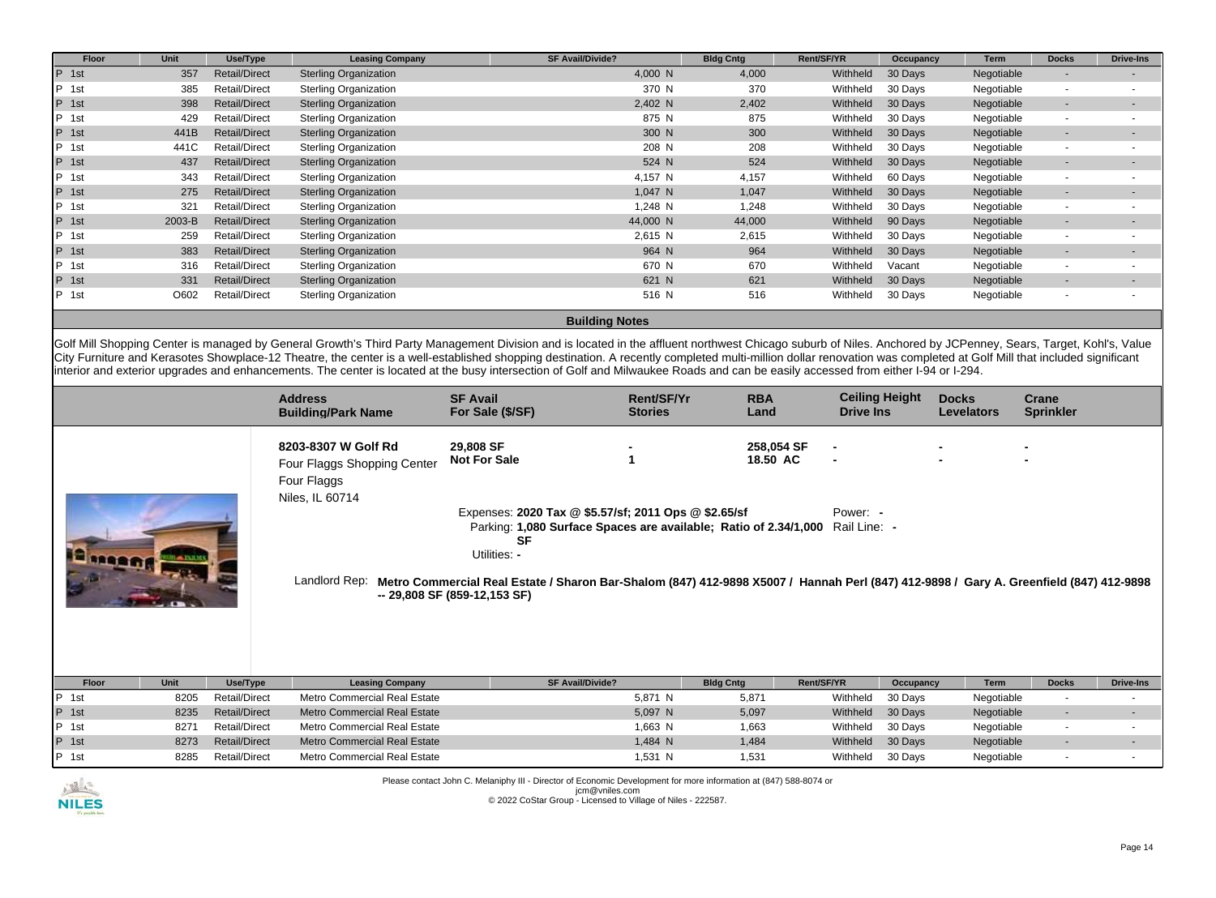| Floor | Unit | Use/Type | Leasing Company | SF Avail/Divide? | Bldg Cntg | Rent/SF/YR | Occupancy | Term | Docks | Drive-Ins |
|---|---|---|---|---|---|---|---|---|---|---|
| P 1st | 357 | Retail/Direct | Sterling Organization | 4,000 N | 4,000 | Withheld | 30 Days | Negotiable | - | - |
| P 1st | 385 | Retail/Direct | Sterling Organization | 370 N | 370 | Withheld | 30 Days | Negotiable | - | - |
| P 1st | 398 | Retail/Direct | Sterling Organization | 2,402 N | 2,402 | Withheld | 30 Days | Negotiable | - | - |
| P 1st | 429 | Retail/Direct | Sterling Organization | 875 N | 875 | Withheld | 30 Days | Negotiable | - | - |
| P 1st | 441B | Retail/Direct | Sterling Organization | 300 N | 300 | Withheld | 30 Days | Negotiable | - | - |
| P 1st | 441C | Retail/Direct | Sterling Organization | 208 N | 208 | Withheld | 30 Days | Negotiable | - | - |
| P 1st | 437 | Retail/Direct | Sterling Organization | 524 N | 524 | Withheld | 30 Days | Negotiable | - | - |
| P 1st | 343 | Retail/Direct | Sterling Organization | 4,157 N | 4,157 | Withheld | 60 Days | Negotiable | - | - |
| P 1st | 275 | Retail/Direct | Sterling Organization | 1,047 N | 1,047 | Withheld | 30 Days | Negotiable | - | - |
| P 1st | 321 | Retail/Direct | Sterling Organization | 1,248 N | 1,248 | Withheld | 30 Days | Negotiable | - | - |
| P 1st | 2003-B | Retail/Direct | Sterling Organization | 44,000 N | 44,000 | Withheld | 90 Days | Negotiable | - | - |
| P 1st | 259 | Retail/Direct | Sterling Organization | 2,615 N | 2,615 | Withheld | 30 Days | Negotiable | - | - |
| P 1st | 383 | Retail/Direct | Sterling Organization | 964 N | 964 | Withheld | 30 Days | Negotiable | - | - |
| P 1st | 316 | Retail/Direct | Sterling Organization | 670 N | 670 | Withheld | Vacant | Negotiable | - | - |
| P 1st | 331 | Retail/Direct | Sterling Organization | 621 N | 621 | Withheld | 30 Days | Negotiable | - | - |
| P 1st | O602 | Retail/Direct | Sterling Organization | 516 N | 516 | Withheld | 30 Days | Negotiable | - | - |

**Building Notes**

Golf Mill Shopping Center is managed by General Growth's Third Party Management Division and is located in the affluent northwest Chicago suburb of Niles. Anchored by JCPenney, Sears, Target, Kohl's, Value City Furniture and Kerasotes Showplace-12 Theatre, the center is a well-established shopping destination. A recently completed multi-million dollar renovation was completed at Golf Mill that included significant interior and exterior upgrades and enhancements. The center is located at the busy intersection of Golf and Milwaukee Roads and can be easily accessed from either I-94 or I-294.

| Address / Building/Park Name | SF Avail / For Sale ($/SF) | Rent/SF/Yr / Stories | RBA / Land | Ceiling Height / Drive Ins | Docks / Levelators | Crane / Sprinkler |
|---|---|---|---|---|---|---|
| 8203-8307 W Golf Rd<br>Four Flaggs Shopping Center<br>Four Flaggs<br>Niles, IL 60714 | **29,808 SF**<br>**Not For Sale** | -<br>1 | 258,054 SF<br>18.50 AC | -<br>- | -<br>- | -<br>- |

Expenses: **2020 Tax @ $5.57/sf; 2011 Ops @ $2.65/sf**
Parking: **1,080 Surface Spaces are available; Ratio of 2.34/1,000 SF**
Utilities: -
Power: -
Rail Line: -

Landlord Rep: **Metro Commercial Real Estate / Sharon Bar-Shalom (847) 412-9898 X5007 / Hannah Perl (847) 412-9898 / Gary A. Greenfield (847) 412-9898 -- 29,808 SF (859-12,153 SF)**

| Floor | Unit | Use/Type | Leasing Company | SF Avail/Divide? | Bldg Cntg | Rent/SF/YR | Occupancy | Term | Docks | Drive-Ins |
|---|---|---|---|---|---|---|---|---|---|---|
| P 1st | 8205 | Retail/Direct | Metro Commercial Real Estate | 5,871 N | 5,871 | Withheld | 30 Days | Negotiable | - | - |
| P 1st | 8235 | Retail/Direct | Metro Commercial Real Estate | 5,097 N | 5,097 | Withheld | 30 Days | Negotiable | - | - |
| P 1st | 8271 | Retail/Direct | Metro Commercial Real Estate | 1,663 N | 1,663 | Withheld | 30 Days | Negotiable | - | - |
| P 1st | 8273 | Retail/Direct | Metro Commercial Real Estate | 1,484 N | 1,484 | Withheld | 30 Days | Negotiable | - | - |
| P 1st | 8285 | Retail/Direct | Metro Commercial Real Estate | 1,531 N | 1,531 | Withheld | 30 Days | Negotiable | - | - |

Please contact John C. Melaniphy III - Director of Economic Development for more information at (847) 588-8074 or jcm@vniles.com
© 2022 CoStar Group - Licensed to Village of Niles - 222587.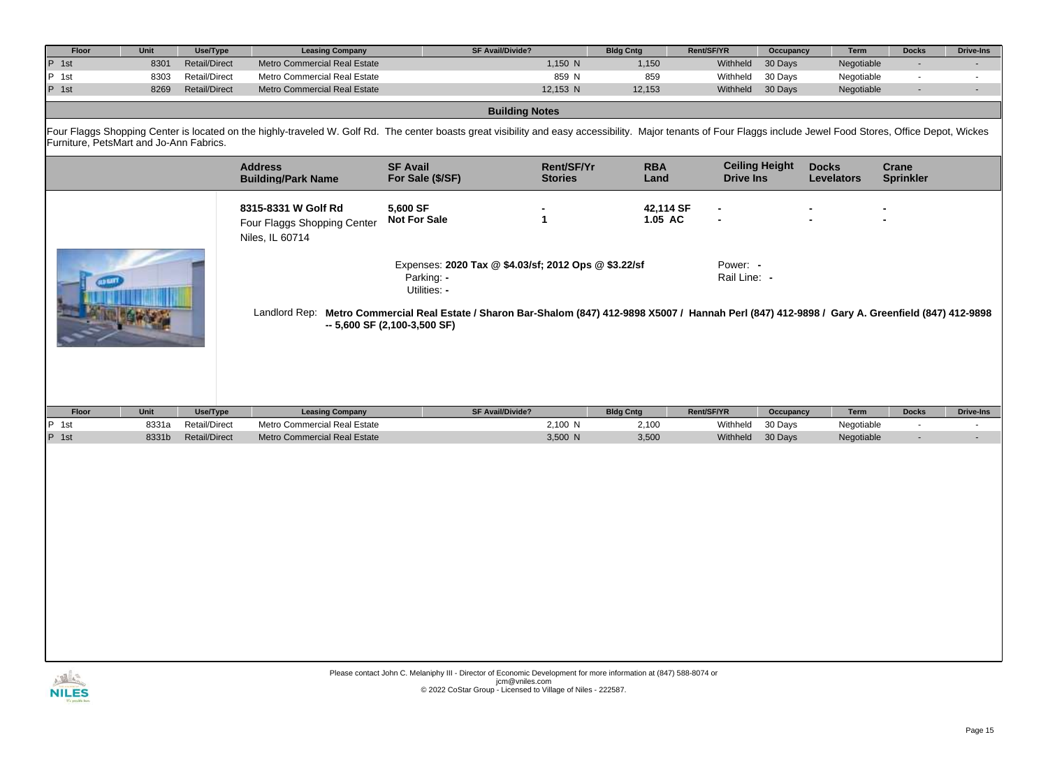| Floor | Unit | Use/Type | Leasing Company | SF Avail/Divide? | Bldg Cntg | Rent/SF/YR | Occupancy | Term | Docks | Drive-Ins |
|---|---|---|---|---|---|---|---|---|---|---|
| P 1st | 8301 | Retail/Direct | Metro Commercial Real Estate | 1,150 N | 1,150 | Withheld | 30 Days | Negotiable | - | - |
| P 1st | 8303 | Retail/Direct | Metro Commercial Real Estate | 859 N | 859 | Withheld | 30 Days | Negotiable | - | - |
| P 1st | 8269 | Retail/Direct | Metro Commercial Real Estate | 12,153 N | 12,153 | Withheld | 30 Days | Negotiable | - | - |

## Building Notes

Four Flaggs Shopping Center is located on the highly-traveled W. Golf Rd. The center boasts great visibility and easy accessibility. Major tenants of Four Flaggs include Jewel Food Stores, Office Depot, Wickes Furniture, PetsMart and Jo-Ann Fabrics.

| Address / Building/Park Name | SF Avail / For Sale ($/SF) | Rent/SF/Yr / Stories | RBA / Land | Ceiling Height / Drive Ins | Docks / Levelators | Crane / Sprinkler |
|---|---|---|---|---|---|---|
| **8315-8331 W Golf Rd**<br>Four Flaggs Shopping Center<br>Niles, IL 60714 | **5,600 SF**<br>**Not For Sale** | **-**<br>**1** | **42,114 SF**<br>**1.05 AC** | -<br>- | -<br>- | -<br>- |

Expenses: **2020 Tax @ $4.03/sf; 2012 Ops @ $3.22/sf**

Parking: **-**

Utilities: **-**

Power: **-**

Rail Line: **-**

Landlord Rep: **Metro Commercial Real Estate / Sharon Bar-Shalom (847) 412-9898 X5007 / Hannah Perl (847) 412-9898 / Gary A. Greenfield (847) 412-9898 -- 5,600 SF (2,100-3,500 SF)**

| Floor | Unit | Use/Type | Leasing Company | SF Avail/Divide? | Bldg Cntg | Rent/SF/YR | Occupancy | Term | Docks | Drive-Ins |
|---|---|---|---|---|---|---|---|---|---|---|
| P 1st | 8331a | Retail/Direct | Metro Commercial Real Estate | 2,100 N | 2,100 | Withheld | 30 Days | Negotiable | - | - |
| P 1st | 8331b | Retail/Direct | Metro Commercial Real Estate | 3,500 N | 3,500 | Withheld | 30 Days | Negotiable | - | - |

Please contact John C. Melaniphy III - Director of Economic Development for more information at (847) 588-8074 or jcm@vniles.com
© 2022 CoStar Group - Licensed to Village of Niles - 222587.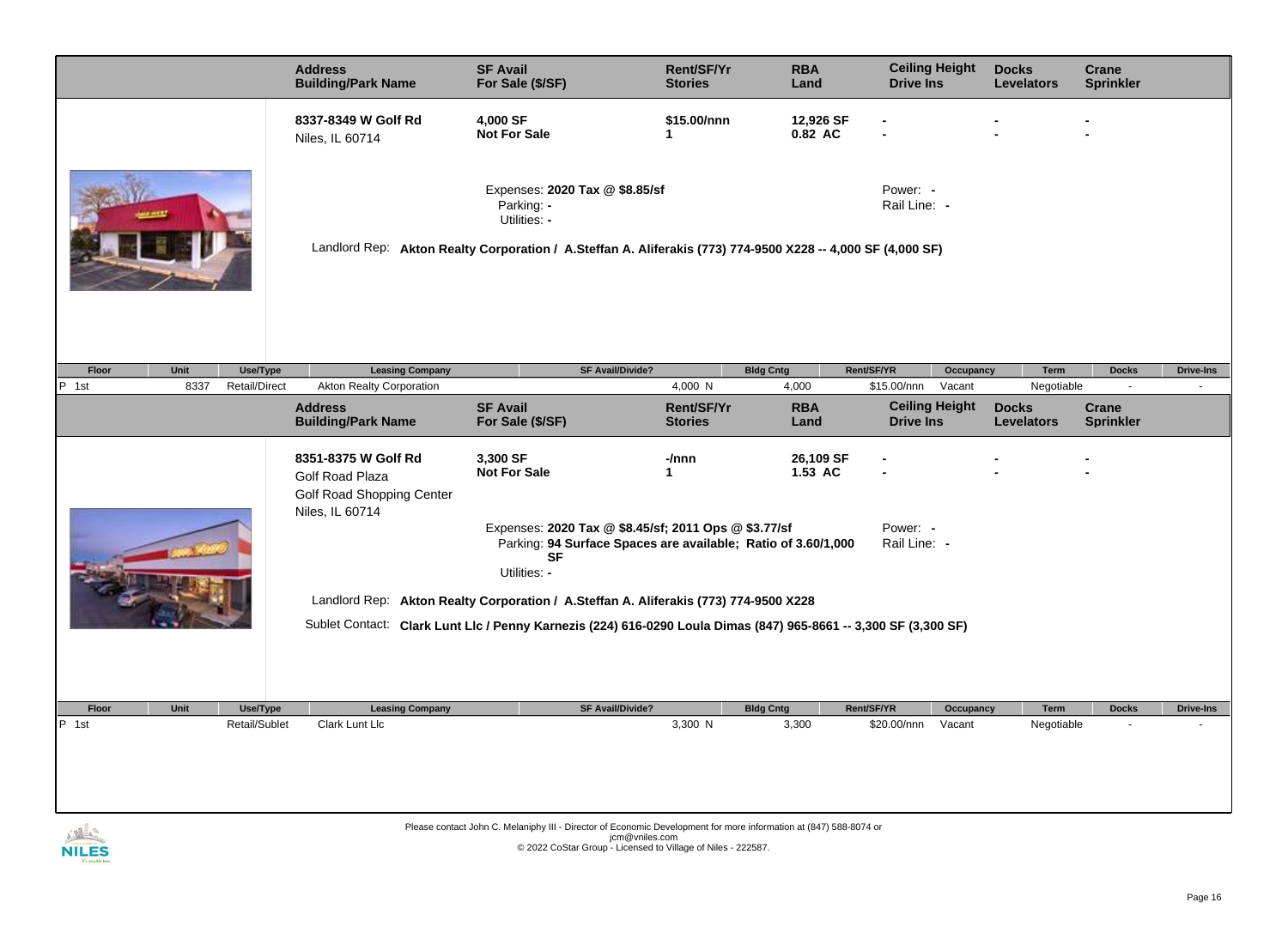| Address / Building/Park Name | SF Avail / For Sale ($/SF) | Rent/SF/Yr / Stories | RBA / Land | Ceiling Height / Drive Ins | Docks / Levelators | Crane / Sprinkler |
|---|---|---|---|---|---|---|
| **8337-8349 W Golf Rd**<br>Niles, IL 60714 | **4,000 SF**<br>**Not For Sale** | **$15.00/nnn**<br>**1** | **12,926 SF**<br>**0.82 AC** | -<br>- | -<br>- | -<br>- |

Expenses: **2020 Tax @ $8.85/sf**
Parking: **-**
Utilities: **-**

Power: **-**
Rail Line: **-**

Landlord Rep: **Akton Realty Corporation / A.Steffan A. Aliferakis (773) 774-9500 X228 -- 4,000 SF (4,000 SF)**

| Floor | Unit | Use/Type | Leasing Company | SF Avail/Divide? | Bldg Cntg | Rent/SF/YR | Occupancy | Term | Docks | Drive-Ins |
|---|---|---|---|---|---|---|---|---|---|---|
| P 1st | 8337 | Retail/Direct | Akton Realty Corporation | 4,000 N | 4,000 | $15.00/nnn | Vacant | Negotiable | - | - |

| Address / Building/Park Name | SF Avail / For Sale ($/SF) | Rent/SF/Yr / Stories | RBA / Land | Ceiling Height / Drive Ins | Docks / Levelators | Crane / Sprinkler |
|---|---|---|---|---|---|---|
| **8351-8375 W Golf Rd**<br>Golf Road Plaza<br>Golf Road Shopping Center<br>Niles, IL 60714 | **3,300 SF**<br>**Not For Sale** | **-/nnn**<br>**1** | **26,109 SF**<br>**1.53 AC** | -<br>- | -<br>- | -<br>- |

Expenses: **2020 Tax @ $8.45/sf; 2011 Ops @ $3.77/sf**
Parking: **94 Surface Spaces are available; Ratio of 3.60/1,000 SF**
Utilities: **-**

Power: **-**
Rail Line: **-**

Landlord Rep: **Akton Realty Corporation / A.Steffan A. Aliferakis (773) 774-9500 X228**

Sublet Contact: **Clark Lunt Llc / Penny Karnezis (224) 616-0290 Loula Dimas (847) 965-8661 -- 3,300 SF (3,300 SF)**

| Floor | Unit | Use/Type | Leasing Company | SF Avail/Divide? | Bldg Cntg | Rent/SF/YR | Occupancy | Term | Docks | Drive-Ins |
|---|---|---|---|---|---|---|---|---|---|---|
| P 1st | | Retail/Sublet | Clark Lunt Llc | 3,300 N | 3,300 | $20.00/nnn | Vacant | Negotiable | - | - |

Please contact John C. Melaniphy III - Director of Economic Development for more information at (847) 588-8074 or jcm@vniles.com
© 2022 CoStar Group - Licensed to Village of Niles - 222587.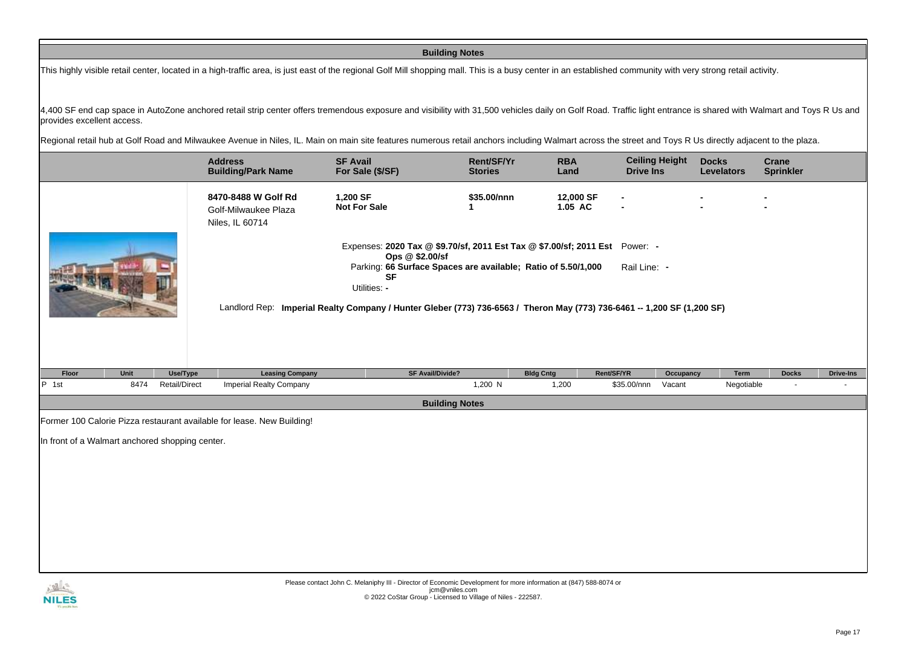## Building Notes

This highly visible retail center, located in a high-traffic area, is just east of the regional Golf Mill shopping mall. This is a busy center in an established community with very strong retail activity.

4,400 SF end cap space in AutoZone anchored retail strip center offers tremendous exposure and visibility with 31,500 vehicles daily on Golf Road. Traffic light entrance is shared with Walmart and Toys R Us and provides excellent access.

Regional retail hub at Golf Road and Milwaukee Avenue in Niles, IL. Main on main site features numerous retail anchors including Walmart across the street and Toys R Us directly adjacent to the plaza.

| Address / Building/Park Name | SF Avail / For Sale ($/SF) | Rent/SF/Yr / Stories | RBA / Land | Ceiling Height / Drive Ins | Docks / Levelators | Crane / Sprinkler |
|---|---|---|---|---|---|---|
| **8470-8488 W Golf Rd** Golf-Milwaukee Plaza Niles, IL 60714 | **1,200 SF** **Not For Sale** | **$35.00/nnn** **1** | **12,000 SF** **1.05 AC** | - / - | - / - | - / - |

Expenses: **2020 Tax @ $9.70/sf, 2011 Est Tax @ $7.00/sf; 2011 Est Ops @ $2.00/sf**

Parking: **66 Surface Spaces are available; Ratio of 5.50/1,000 SF**

Utilities: -

Power: -

Rail Line: -

Landlord Rep: **Imperial Realty Company / Hunter Gleber (773) 736-6563 / Theron May (773) 736-6461 -- 1,200 SF (1,200 SF)**

| Floor | Unit | Use/Type | Leasing Company | SF Avail/Divide? | Bldg Cntg | Rent/SF/YR | Occupancy | Term | Docks | Drive-Ins |
|---|---|---|---|---|---|---|---|---|---|---|
| P 1st | 8474 | Retail/Direct | Imperial Realty Company | 1,200 N | 1,200 | $35.00/nnn | Vacant | Negotiable | - | - |

## Building Notes

Former 100 Calorie Pizza restaurant available for lease. New Building!

In front of a Walmart anchored shopping center.

Please contact John C. Melaniphy III - Director of Economic Development for more information at (847) 588-8074 or jcm@vniles.com
© 2022 CoStar Group - Licensed to Village of Niles - 222587.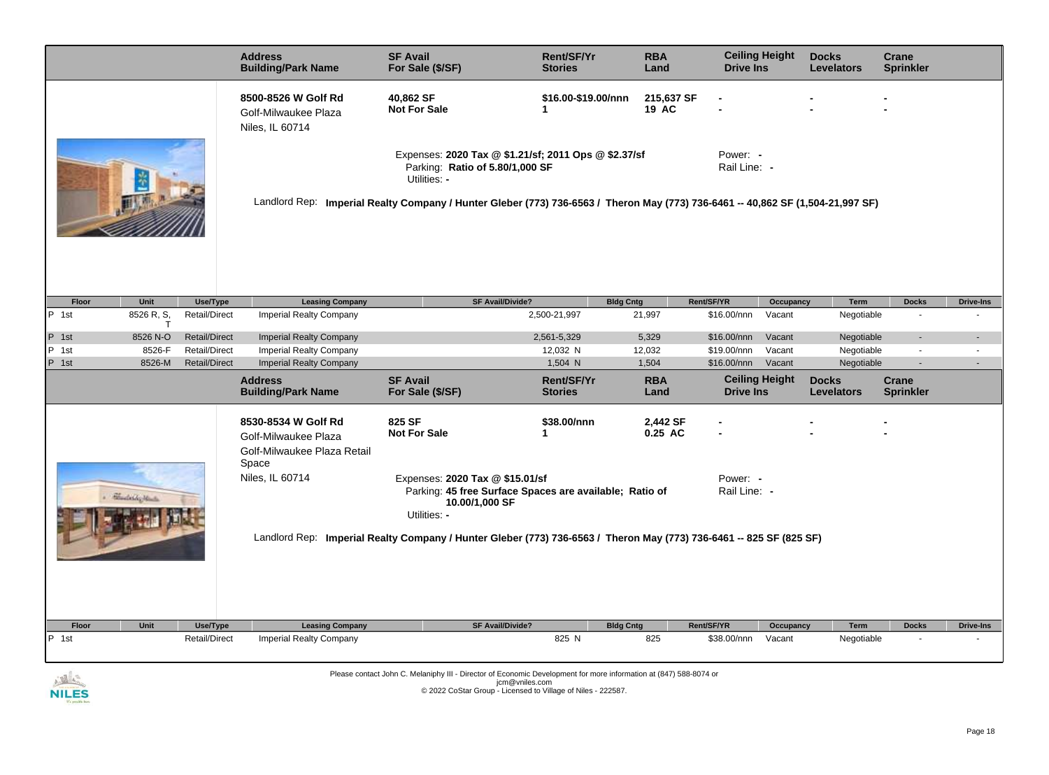| Address<br>Building/Park Name | SF Avail<br>For Sale ($/SF) | Rent/SF/Yr<br>Stories | RBA<br>Land | Ceiling Height<br>Drive Ins | Docks<br>Levelators | Crane<br>Sprinkler |
|---|---|---|---|---|---|---|
| **8500-8526 W Golf Rd**<br>Golf-Milwaukee Plaza<br>Niles, IL 60714 | **40,862 SF**<br>**Not For Sale** | **$16.00-$19.00/nnn**<br>**1** | **215,637 SF**<br>**19 AC** | -<br>- | -<br>- | -<br>- |

Expenses: **2020 Tax @ $1.21/sf; 2011 Ops @ $2.37/sf**
Parking: **Ratio of 5.80/1,000 SF**
Utilities: -

Power: -
Rail Line: -

Landlord Rep: **Imperial Realty Company / Hunter Gleber (773) 736-6563 / Theron May (773) 736-6461 -- 40,862 SF (1,504-21,997 SF)**

| Floor | Unit | Use/Type | Leasing Company | SF Avail/Divide? | Bldg Cntg | Rent/SF/YR | Occupancy | Term | Docks | Drive-Ins |
|---|---|---|---|---|---|---|---|---|---|---|
| P 1st | 8526 R, S, T | Retail/Direct | Imperial Realty Company | 2,500-21,997 | 21,997 | $16.00/nnn | Vacant | Negotiable | - | - |
| P 1st | 8526 N-O | Retail/Direct | Imperial Realty Company | 2,561-5,329 | 5,329 | $16.00/nnn | Vacant | Negotiable | - | - |
| P 1st | 8526-F | Retail/Direct | Imperial Realty Company | 12,032 N | 12,032 | $19.00/nnn | Vacant | Negotiable | - | - |
| P 1st | 8526-M | Retail/Direct | Imperial Realty Company | 1,504 N | 1,504 | $16.00/nnn | Vacant | Negotiable | - | - |

| Address<br>Building/Park Name | SF Avail<br>For Sale ($/SF) | Rent/SF/Yr<br>Stories | RBA<br>Land | Ceiling Height<br>Drive Ins | Docks<br>Levelators | Crane<br>Sprinkler |
|---|---|---|---|---|---|---|
| **8530-8534 W Golf Rd**<br>Golf-Milwaukee Plaza<br>Golf-Milwaukee Plaza Retail Space<br>Niles, IL 60714 | **825 SF**<br>**Not For Sale** | **$38.00/nnn**<br>**1** | **2,442 SF**<br>**0.25 AC** | -<br>- | -<br>- | -<br>- |

Expenses: **2020 Tax @ $15.01/sf**
Parking: **45 free Surface Spaces are available; Ratio of 10.00/1,000 SF**
Utilities: -

Power: -
Rail Line: -

Landlord Rep: **Imperial Realty Company / Hunter Gleber (773) 736-6563 / Theron May (773) 736-6461 -- 825 SF (825 SF)**

| Floor | Unit | Use/Type | Leasing Company | SF Avail/Divide? | Bldg Cntg | Rent/SF/YR | Occupancy | Term | Docks | Drive-Ins |
|---|---|---|---|---|---|---|---|---|---|---|
| P 1st | | Retail/Direct | Imperial Realty Company | 825 N | 825 | $38.00/nnn | Vacant | Negotiable | - | - |

Please contact John C. Melaniphy III - Director of Economic Development for more information at (847) 588-8074 or jcm@vniles.com
© 2022 CoStar Group - Licensed to Village of Niles - 222587.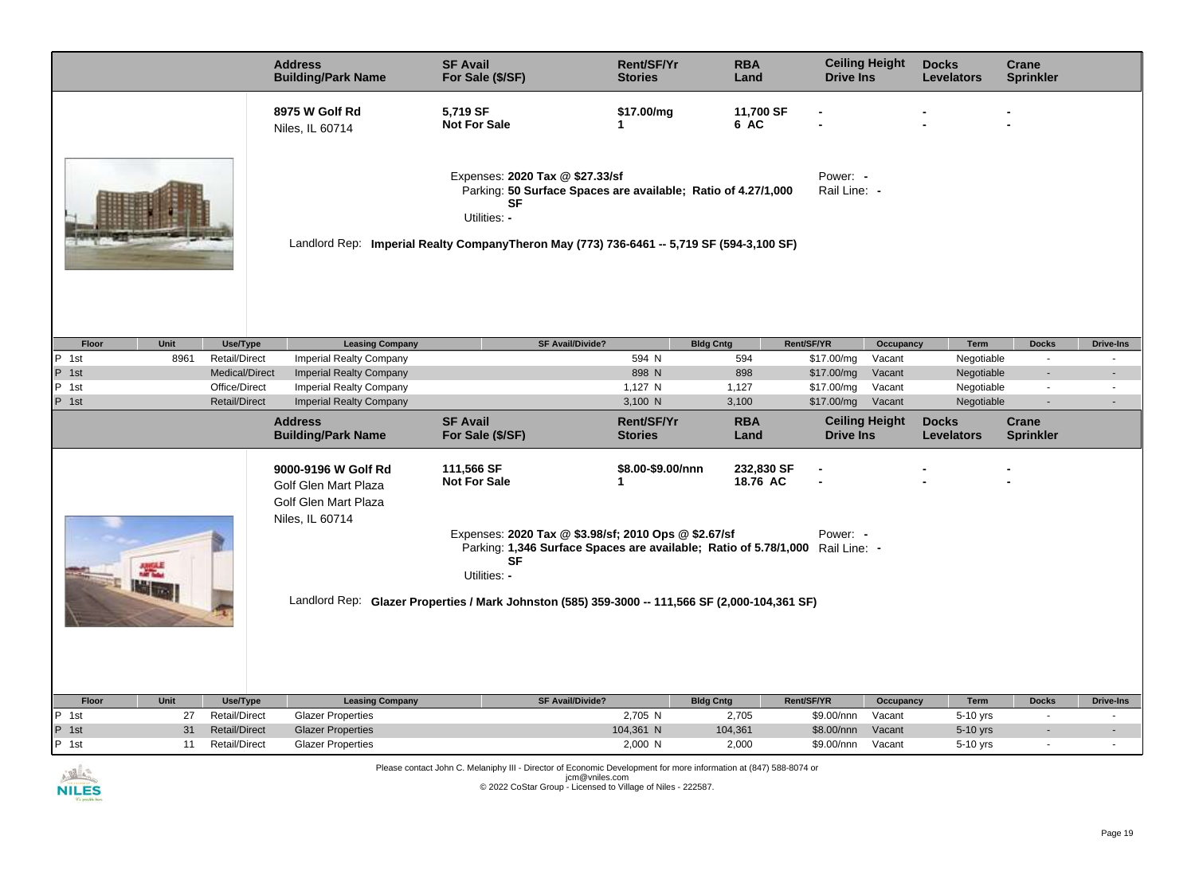| Address / Building/Park Name | SF Avail / For Sale ($/SF) | Rent/SF/Yr / Stories | RBA / Land | Ceiling Height / Drive Ins | Docks / Levelators | Crane / Sprinkler |
|---|---|---|---|---|---|---|
| **8975 W Golf Rd** Niles, IL 60714 | **5,719 SF** **Not For Sale** | **$17.00/mg** **1** | **11,700 SF** **6 AC** | - - | - - | - - |

Expenses: **2020 Tax @ $27.33/sf**
Parking: **50 Surface Spaces are available; Ratio of 4.27/1,000 SF**
Utilities: -
Power: -
Rail Line: -

Landlord Rep: **Imperial Realty CompanyTheron May (773) 736-6461 -- 5,719 SF (594-3,100 SF)**

| Floor | Unit | Use/Type | Leasing Company | SF Avail/Divide? | Bldg Cntg | Rent/SF/YR | Occupancy | Term | Docks | Drive-Ins |
|---|---|---|---|---|---|---|---|---|---|---|
| P 1st | 8961 | Retail/Direct | Imperial Realty Company | 594 N | 594 | $17.00/mg | Vacant | Negotiable | - | - |
| P 1st | | Medical/Direct | Imperial Realty Company | 898 N | 898 | $17.00/mg | Vacant | Negotiable | - | - |
| P 1st | | Office/Direct | Imperial Realty Company | 1,127 N | 1,127 | $17.00/mg | Vacant | Negotiable | - | - |
| P 1st | | Retail/Direct | Imperial Realty Company | 3,100 N | 3,100 | $17.00/mg | Vacant | Negotiable | - | - |

| Address / Building/Park Name | SF Avail / For Sale ($/SF) | Rent/SF/Yr / Stories | RBA / Land | Ceiling Height / Drive Ins | Docks / Levelators | Crane / Sprinkler |
|---|---|---|---|---|---|---|
| **9000-9196 W Golf Rd** Golf Glen Mart Plaza Golf Glen Mart Plaza Niles, IL 60714 | **111,566 SF** **Not For Sale** | **$8.00-$9.00/nnn** **1** | **232,830 SF** **18.76 AC** | - - | - - | - - |

Expenses: **2020 Tax @ $3.98/sf; 2010 Ops @ $2.67/sf**
Parking: **1,346 Surface Spaces are available; Ratio of 5.78/1,000 SF**
Utilities: -
Power: -
Rail Line: -

Landlord Rep: **Glazer Properties / Mark Johnston (585) 359-3000 -- 111,566 SF (2,000-104,361 SF)**

| Floor | Unit | Use/Type | Leasing Company | SF Avail/Divide? | Bldg Cntg | Rent/SF/YR | Occupancy | Term | Docks | Drive-Ins |
|---|---|---|---|---|---|---|---|---|---|---|
| P 1st | 27 | Retail/Direct | Glazer Properties | 2,705 N | 2,705 | $9.00/nnn | Vacant | 5-10 yrs | - | - |
| P 1st | 31 | Retail/Direct | Glazer Properties | 104,361 N | 104,361 | $8.00/nnn | Vacant | 5-10 yrs | - | - |
| P 1st | 11 | Retail/Direct | Glazer Properties | 2,000 N | 2,000 | $9.00/nnn | Vacant | 5-10 yrs | - | - |

Please contact John C. Melaniphy III - Director of Economic Development for more information at (847) 588-8074 or jcm@vniles.com
© 2022 CoStar Group - Licensed to Village of Niles - 222587.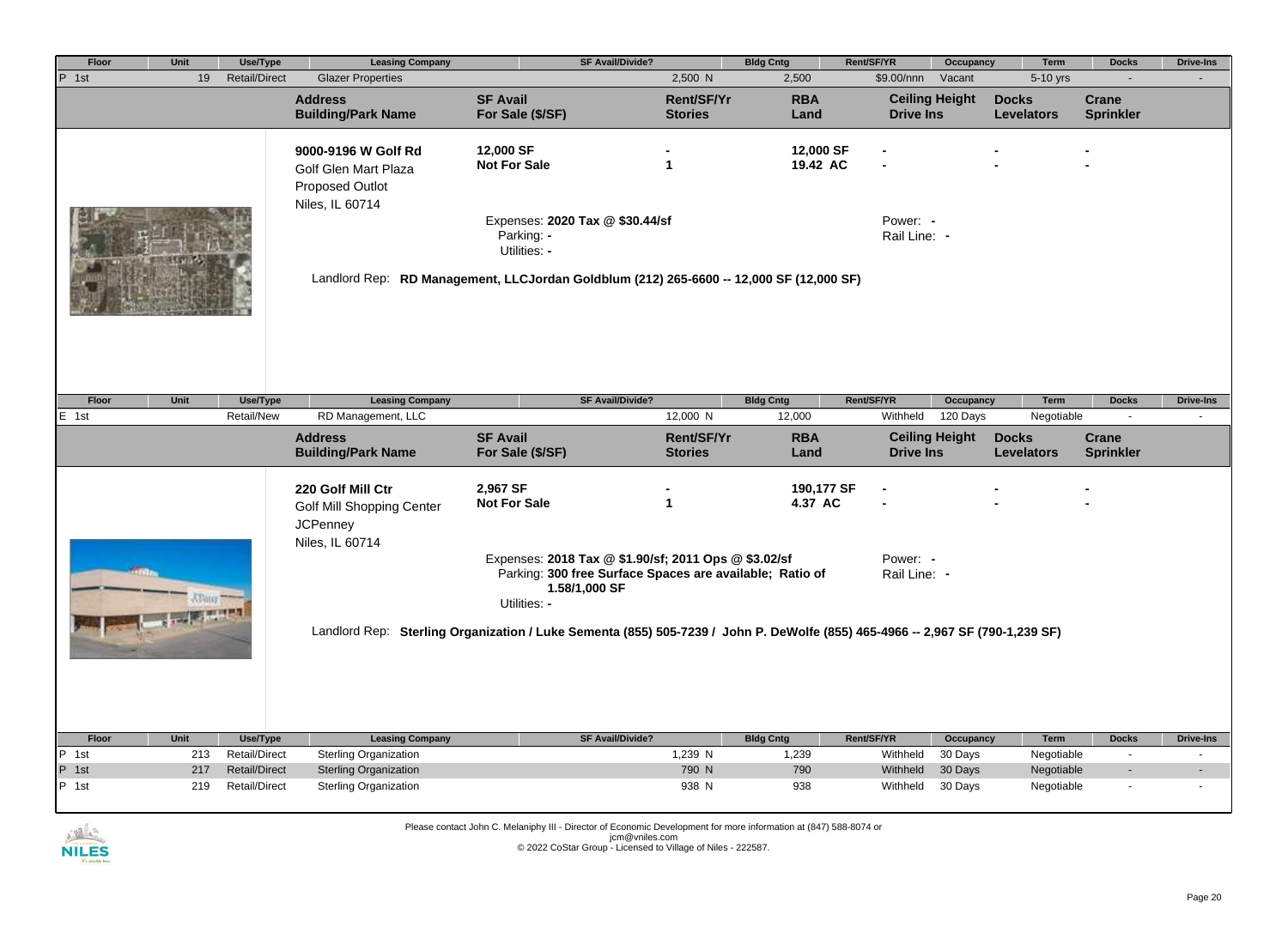| Floor | Unit | Use/Type | Leasing Company | SF Avail/Divide? | Bldg Cntg | Rent/SF/YR | Occupancy | Term | Docks | Drive-Ins |
|---|---|---|---|---|---|---|---|---|---|---|
| P 1st | 19 | Retail/Direct | Glazer Properties | 2,500 N | 2,500 | $9.00/nnn | Vacant | 5-10 yrs | - | - |

| Address / Building/Park Name | SF Avail / For Sale ($/SF) | Rent/SF/Yr / Stories | RBA / Land | Ceiling Height / Drive Ins | Docks / Levelators | Crane / Sprinkler |
|---|---|---|---|---|---|---|
| **9000-9196 W Golf Rd**<br>Golf Glen Mart Plaza<br>Proposed Outlot<br>Niles, IL 60714 | **12,000 SF**<br>**Not For Sale** | **-**<br>**1** | **12,000 SF**<br>**19.42 AC** | **-**<br>**-** | **-**<br>**-** | **-**<br>**-** |

Expenses: **2020 Tax @ $30.44/sf**
Parking: **-**
Utilities: **-**
Power: **-**
Rail Line: **-**

Landlord Rep: **RD Management, LLCJordan Goldblum (212) 265-6600 -- 12,000 SF (12,000 SF)**

| Floor | Unit | Use/Type | Leasing Company | SF Avail/Divide? | Bldg Cntg | Rent/SF/YR | Occupancy | Term | Docks | Drive-Ins |
|---|---|---|---|---|---|---|---|---|---|---|
| E 1st | | Retail/New | RD Management, LLC | 12,000 N | 12,000 | Withheld | 120 Days | Negotiable | - | - |

| Address / Building/Park Name | SF Avail / For Sale ($/SF) | Rent/SF/Yr / Stories | RBA / Land | Ceiling Height / Drive Ins | Docks / Levelators | Crane / Sprinkler |
|---|---|---|---|---|---|---|
| **220 Golf Mill Ctr**<br>Golf Mill Shopping Center<br>JCPenney<br>Niles, IL 60714 | **2,967 SF**<br>**Not For Sale** | **-**<br>**1** | **190,177 SF**<br>**4.37 AC** | **-**<br>**-** | **-**<br>**-** | **-**<br>**-** |

Expenses: **2018 Tax @ $1.90/sf; 2011 Ops @ $3.02/sf**
Parking: **300 free Surface Spaces are available; Ratio of 1.58/1,000 SF**
Utilities: **-**
Power: **-**
Rail Line: **-**

Landlord Rep: **Sterling Organization / Luke Sementa (855) 505-7239 / John P. DeWolfe (855) 465-4966 -- 2,967 SF (790-1,239 SF)**

| Floor | Unit | Use/Type | Leasing Company | SF Avail/Divide? | Bldg Cntg | Rent/SF/YR | Occupancy | Term | Docks | Drive-Ins |
|---|---|---|---|---|---|---|---|---|---|---|
| P 1st | 213 | Retail/Direct | Sterling Organization | 1,239 N | 1,239 | Withheld | 30 Days | Negotiable | - | - |
| P 1st | 217 | Retail/Direct | Sterling Organization | 790 N | 790 | Withheld | 30 Days | Negotiable | - | - |
| P 1st | 219 | Retail/Direct | Sterling Organization | 938 N | 938 | Withheld | 30 Days | Negotiable | - | - |

Please contact John C. Melaniphy III - Director of Economic Development for more information at (847) 588-8074 or jcm@vniles.com
© 2022 CoStar Group - Licensed to Village of Niles - 222587.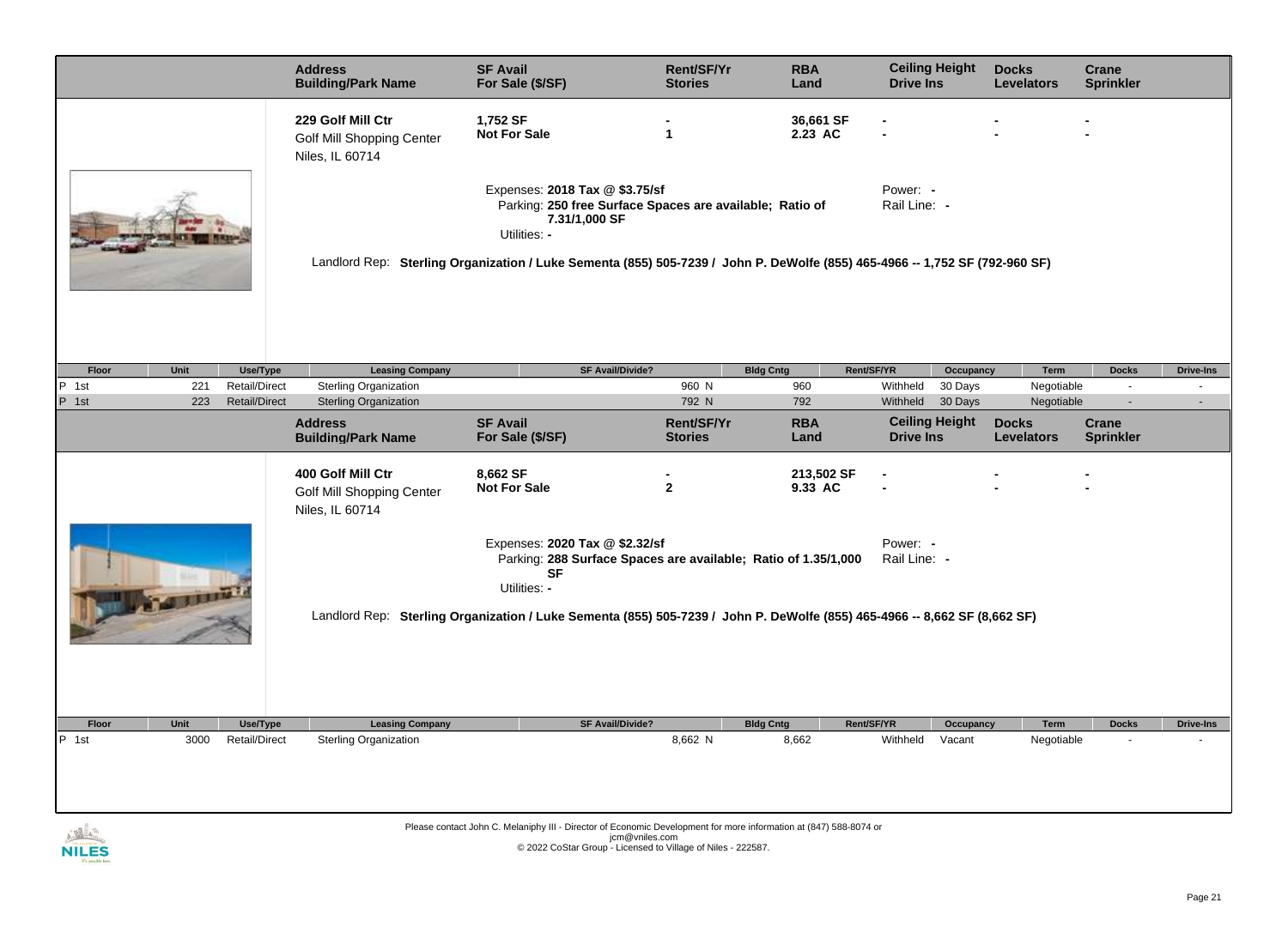| Address / Building/Park Name | SF Avail / For Sale ($/SF) | Rent/SF/Yr / Stories | RBA / Land | Ceiling Height / Drive Ins | Docks / Levelators | Crane / Sprinkler |
|---|---|---|---|---|---|---|
| **229 Golf Mill Ctr** Golf Mill Shopping Center Niles, IL 60714 | **1,752 SF** **Not For Sale** | **-** **1** | **36,661 SF** **2.23 AC** | **-** **-** | **-** **-** | **-** **-** |

Expenses: **2018 Tax @ $3.75/sf**
Parking: **250 free Surface Spaces are available; Ratio of 7.31/1,000 SF**
Utilities: **-**
Power: **-**
Rail Line: **-**

Landlord Rep: **Sterling Organization / Luke Sementa (855) 505-7239 / John P. DeWolfe (855) 465-4966 -- 1,752 SF (792-960 SF)**

| Floor | Unit | Use/Type | Leasing Company | SF Avail/Divide? | Bldg Cntg | Rent/SF/YR | Occupancy | Term | Docks | Drive-Ins |
|---|---|---|---|---|---|---|---|---|---|---|
| P 1st | 221 | Retail/Direct | Sterling Organization | 960 N | 960 | Withheld | 30 Days | Negotiable | - | - |
| P 1st | 223 | Retail/Direct | Sterling Organization | 792 N | 792 | Withheld | 30 Days | Negotiable | - | - |

| Address / Building/Park Name | SF Avail / For Sale ($/SF) | Rent/SF/Yr / Stories | RBA / Land | Ceiling Height / Drive Ins | Docks / Levelators | Crane / Sprinkler |
|---|---|---|---|---|---|---|
| **400 Golf Mill Ctr** Golf Mill Shopping Center Niles, IL 60714 | **8,662 SF** **Not For Sale** | **-** **2** | **213,502 SF** **9.33 AC** | **-** **-** | **-** **-** | **-** **-** |

Expenses: **2020 Tax @ $2.32/sf**
Parking: **288 Surface Spaces are available; Ratio of 1.35/1,000 SF**
Utilities: **-**
Power: **-**
Rail Line: **-**

Landlord Rep: **Sterling Organization / Luke Sementa (855) 505-7239 / John P. DeWolfe (855) 465-4966 -- 8,662 SF (8,662 SF)**

| Floor | Unit | Use/Type | Leasing Company | SF Avail/Divide? | Bldg Cntg | Rent/SF/YR | Occupancy | Term | Docks | Drive-Ins |
|---|---|---|---|---|---|---|---|---|---|---|
| P 1st | 3000 | Retail/Direct | Sterling Organization | 8,662 N | 8,662 | Withheld | Vacant | Negotiable | - | - |

Please contact John C. Melaniphy III - Director of Economic Development for more information at (847) 588-8074 or jcm@vniles.com
© 2022 CoStar Group - Licensed to Village of Niles - 222587.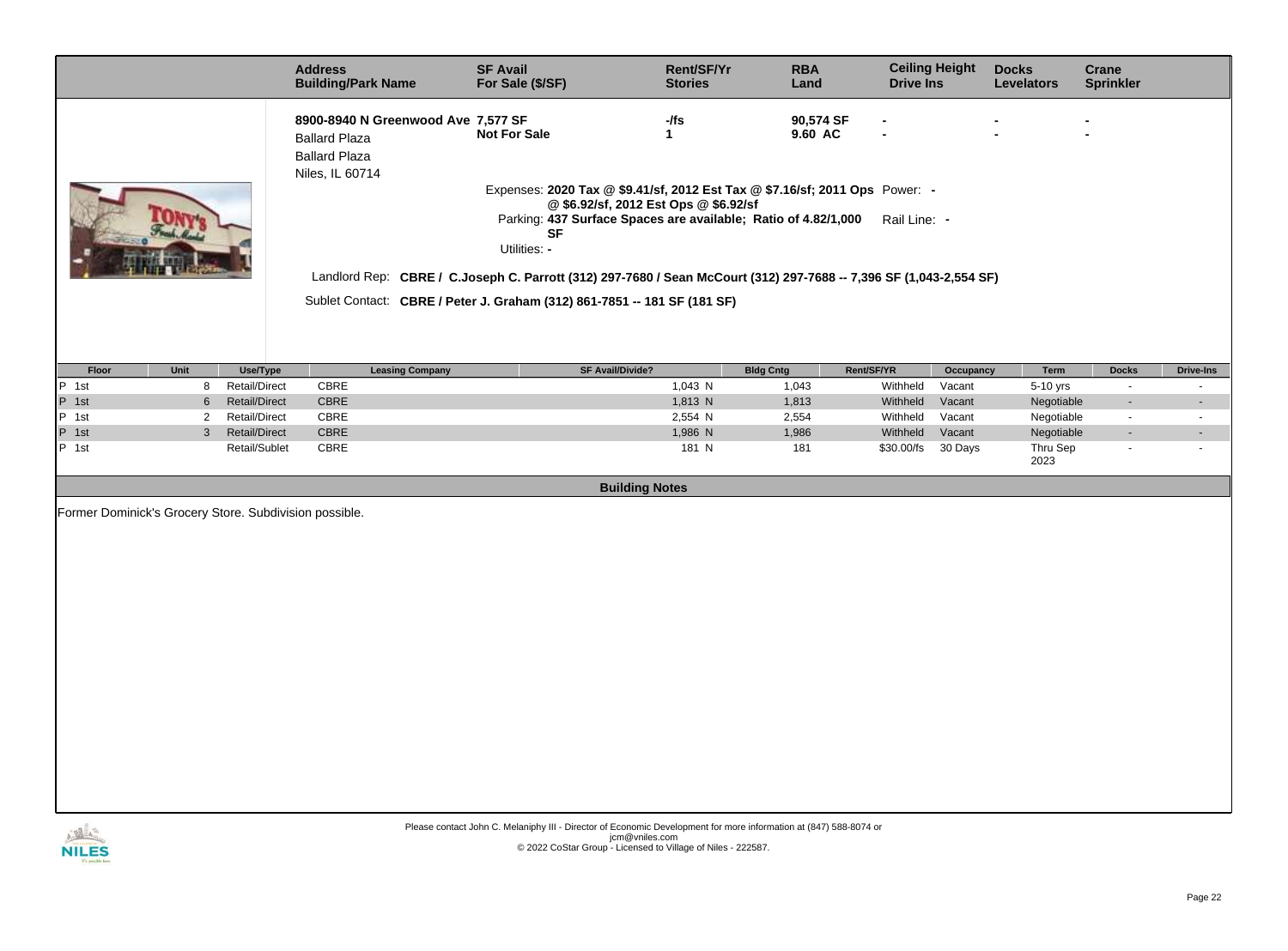| Address / Building/Park Name | SF Avail / For Sale ($/SF) | Rent/SF/Yr / Stories | RBA / Land | Ceiling Height / Drive Ins | Docks / Levelators | Crane / Sprinkler |
|---|---|---|---|---|---|---|
| **8900-8940 N Greenwood Ave** Ballard Plaza Ballard Plaza Niles, IL 60714 | **7,577 SF** **Not For Sale** | **-/fs** **1** | **90,574 SF** **9.60 AC** | - - | - - | - - |

Expenses: **2020 Tax @ $9.41/sf, 2012 Est Tax @ $7.16/sf; 2011 Ops @ $6.92/sf, 2012 Est Ops @ $6.92/sf**

Power: -

Parking: **437 Surface Spaces are available; Ratio of 4.82/1,000 SF**

Rail Line: -

Utilities: -

Landlord Rep: **CBRE / C.Joseph C. Parrott (312) 297-7680 / Sean McCourt (312) 297-7688 -- 7,396 SF (1,043-2,554 SF)**

Sublet Contact: **CBRE / Peter J. Graham (312) 861-7851 -- 181 SF (181 SF)**

| Floor | Unit | Use/Type | Leasing Company | SF Avail/Divide? | Bldg Cntg | Rent/SF/YR | Occupancy | Term | Docks | Drive-Ins |
|---|---|---|---|---|---|---|---|---|---|---|
| P 1st | 8 | Retail/Direct | CBRE | 1,043 N | 1,043 | Withheld | Vacant | 5-10 yrs | - | - |
| P 1st | 6 | Retail/Direct | CBRE | 1,813 N | 1,813 | Withheld | Vacant | Negotiable | - | - |
| P 1st | 2 | Retail/Direct | CBRE | 2,554 N | 2,554 | Withheld | Vacant | Negotiable | - | - |
| P 1st | 3 | Retail/Direct | CBRE | 1,986 N | 1,986 | Withheld | Vacant | Negotiable | - | - |
| P 1st | | Retail/Sublet | CBRE | 181 N | 181 | $30.00/fs | 30 Days | Thru Sep 2023 | - | - |

## Building Notes

Former Dominick's Grocery Store. Subdivision possible.

Please contact John C. Melaniphy III - Director of Economic Development for more information at (847) 588-8074 or jcm@vniles.com
© 2022 CoStar Group - Licensed to Village of Niles - 222587.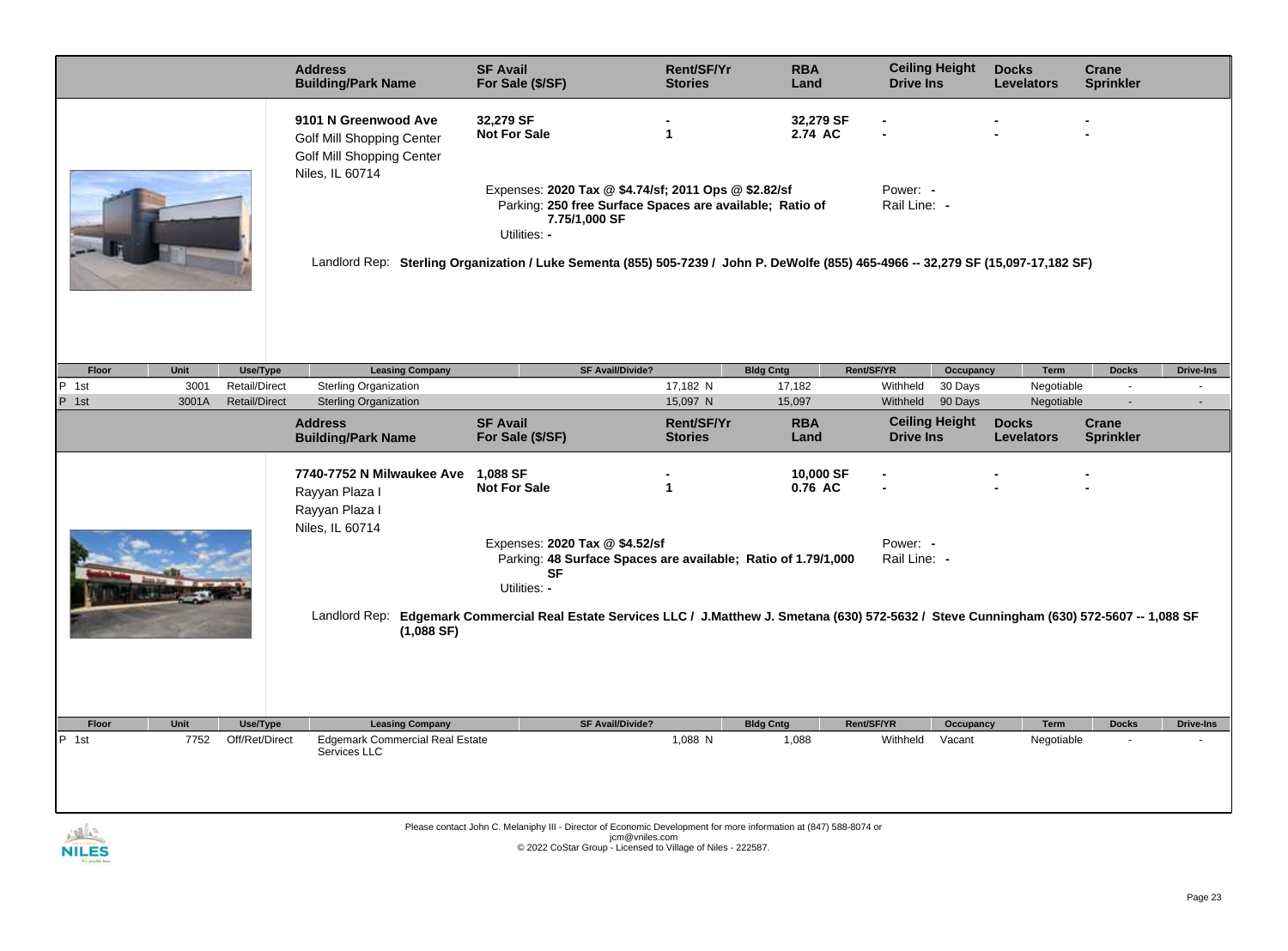| Address / Building/Park Name | SF Avail / For Sale ($/SF) | Rent/SF/Yr / Stories | RBA / Land | Ceiling Height / Drive Ins | Docks / Levelators | Crane / Sprinkler |
|---|---|---|---|---|---|---|
| **9101 N Greenwood Ave**<br>Golf Mill Shopping Center<br>Golf Mill Shopping Center<br>Niles, IL 60714 | **32,279 SF**<br>**Not For Sale** | **-**<br>**1** | **32,279 SF**<br>**2.74 AC** | **-**<br>**-** | **-**<br>**-** | **-**<br>**-** |

Expenses: **2020 Tax @ $4.74/sf; 2011 Ops @ $2.82/sf**
Parking: **250 free Surface Spaces are available; Ratio of 7.75/1,000 SF**
Utilities: **-**
Power: **-**
Rail Line: **-**

Landlord Rep: **Sterling Organization / Luke Sementa (855) 505-7239 / John P. DeWolfe (855) 465-4966 -- 32,279 SF (15,097-17,182 SF)**

| Floor | Unit | Use/Type | Leasing Company | SF Avail/Divide? | Bldg Cntg | Rent/SF/YR | Occupancy | Term | Docks | Drive-Ins |
|---|---|---|---|---|---|---|---|---|---|---|
| P 1st | 3001 | Retail/Direct | Sterling Organization | 17,182 N | 17,182 | Withheld | 30 Days | Negotiable | - | - |
| P 1st | 3001A | Retail/Direct | Sterling Organization | 15,097 N | 15,097 | Withheld | 90 Days | Negotiable | - | - |

| Address / Building/Park Name | SF Avail / For Sale ($/SF) | Rent/SF/Yr / Stories | RBA / Land | Ceiling Height / Drive Ins | Docks / Levelators | Crane / Sprinkler |
|---|---|---|---|---|---|---|
| **7740-7752 N Milwaukee Ave**<br>Rayyan Plaza I<br>Rayyan Plaza I<br>Niles, IL 60714 | **1,088 SF**<br>**Not For Sale** | **-**<br>**1** | **10,000 SF**<br>**0.76 AC** | **-**<br>**-** | **-**<br>**-** | **-**<br>**-** |

Expenses: **2020 Tax @ $4.52/sf**
Parking: **48 Surface Spaces are available; Ratio of 1.79/1,000 SF**
Utilities: **-**
Power: **-**
Rail Line: **-**

Landlord Rep: **Edgemark Commercial Real Estate Services LLC / J.Matthew J. Smetana (630) 572-5632 / Steve Cunningham (630) 572-5607 -- 1,088 SF (1,088 SF)**

| Floor | Unit | Use/Type | Leasing Company | SF Avail/Divide? | Bldg Cntg | Rent/SF/YR | Occupancy | Term | Docks | Drive-Ins |
|---|---|---|---|---|---|---|---|---|---|---|
| P 1st | 7752 | Off/Ret/Direct | Edgemark Commercial Real Estate Services LLC | 1,088 N | 1,088 | Withheld | Vacant | Negotiable | - | - |

Please contact John C. Melaniphy III - Director of Economic Development for more information at (847) 588-8074 or jcm@vniles.com
© 2022 CoStar Group - Licensed to Village of Niles - 222587.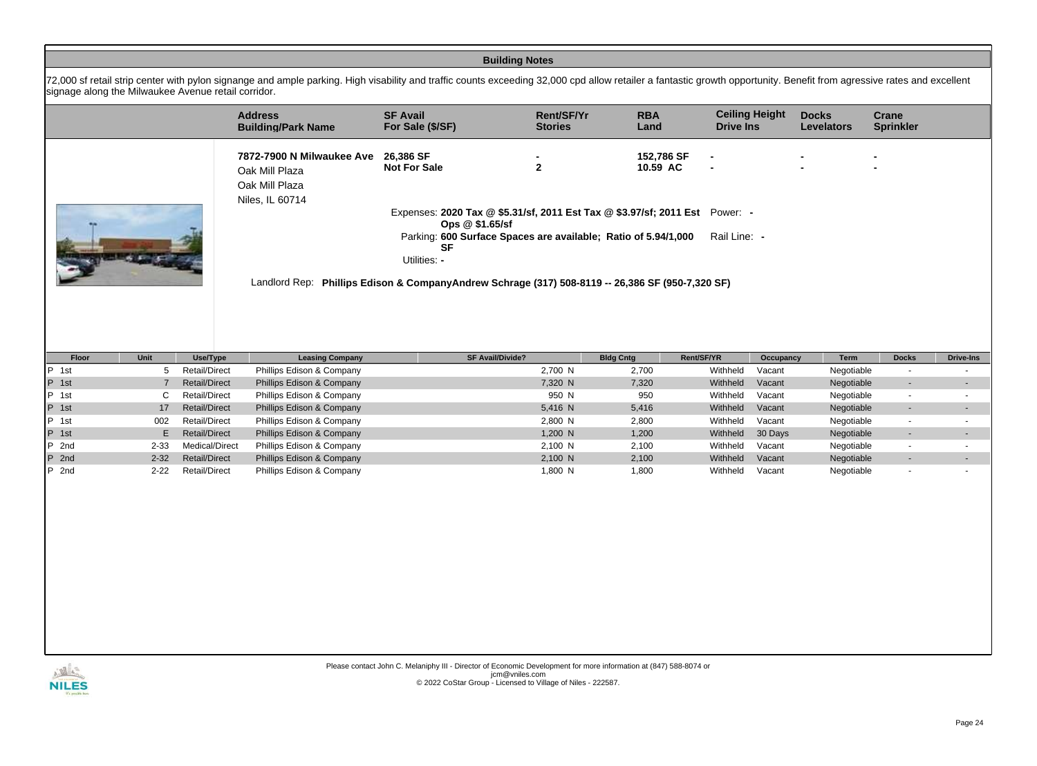## Building Notes

72,000 sf retail strip center with pylon signange and ample parking. High visability and traffic counts exceeding 32,000 cpd allow retailer a fantastic growth opportunity. Benefit from agressive rates and excellent signage along the Milwaukee Avenue retail corridor.

| Address / Building/Park Name | SF Avail / For Sale ($/SF) | Rent/SF/Yr / Stories | RBA / Land | Ceiling Height / Drive Ins | Docks / Levelators | Crane / Sprinkler |
|---|---|---|---|---|---|---|
| **7872-7900 N Milwaukee Ave** Oak Mill Plaza Oak Mill Plaza Niles, IL 60714 | **26,386 SF** **Not For Sale** | - **2** | **152,786 SF** **10.59 AC** | - - | - - | - - |

Expenses: **2020 Tax @ $5.31/sf, 2011 Est Tax @ $3.97/sf; 2011 Est Ops @ $1.65/sf**

Parking: **600 Surface Spaces are available; Ratio of 5.94/1,000 SF**

Utilities: -

Power: -

Rail Line: -

Landlord Rep: **Phillips Edison & CompanyAndrew Schrage (317) 508-8119 -- 26,386 SF (950-7,320 SF)**

| Floor | Unit | Use/Type | Leasing Company | SF Avail/Divide? | Bldg Cntg | Rent/SF/YR | Occupancy | Term | Docks | Drive-Ins |
|---|---|---|---|---|---|---|---|---|---|---|
| P 1st | 5 | Retail/Direct | Phillips Edison & Company | 2,700 N | 2,700 | Withheld | Vacant | Negotiable | - | - |
| P 1st | 7 | Retail/Direct | Phillips Edison & Company | 7,320 N | 7,320 | Withheld | Vacant | Negotiable | - | - |
| P 1st | C | Retail/Direct | Phillips Edison & Company | 950 N | 950 | Withheld | Vacant | Negotiable | - | - |
| P 1st | 17 | Retail/Direct | Phillips Edison & Company | 5,416 N | 5,416 | Withheld | Vacant | Negotiable | - | - |
| P 1st | 002 | Retail/Direct | Phillips Edison & Company | 2,800 N | 2,800 | Withheld | Vacant | Negotiable | - | - |
| P 1st | E | Retail/Direct | Phillips Edison & Company | 1,200 N | 1,200 | Withheld | 30 Days | Negotiable | - | - |
| P 2nd | 2-33 | Medical/Direct | Phillips Edison & Company | 2,100 N | 2,100 | Withheld | Vacant | Negotiable | - | - |
| P 2nd | 2-32 | Retail/Direct | Phillips Edison & Company | 2,100 N | 2,100 | Withheld | Vacant | Negotiable | - | - |
| P 2nd | 2-22 | Retail/Direct | Phillips Edison & Company | 1,800 N | 1,800 | Withheld | Vacant | Negotiable | - | - |

Please contact John C. Melaniphy III - Director of Economic Development for more information at (847) 588-8074 or jcm@vniles.com
© 2022 CoStar Group - Licensed to Village of Niles - 222587.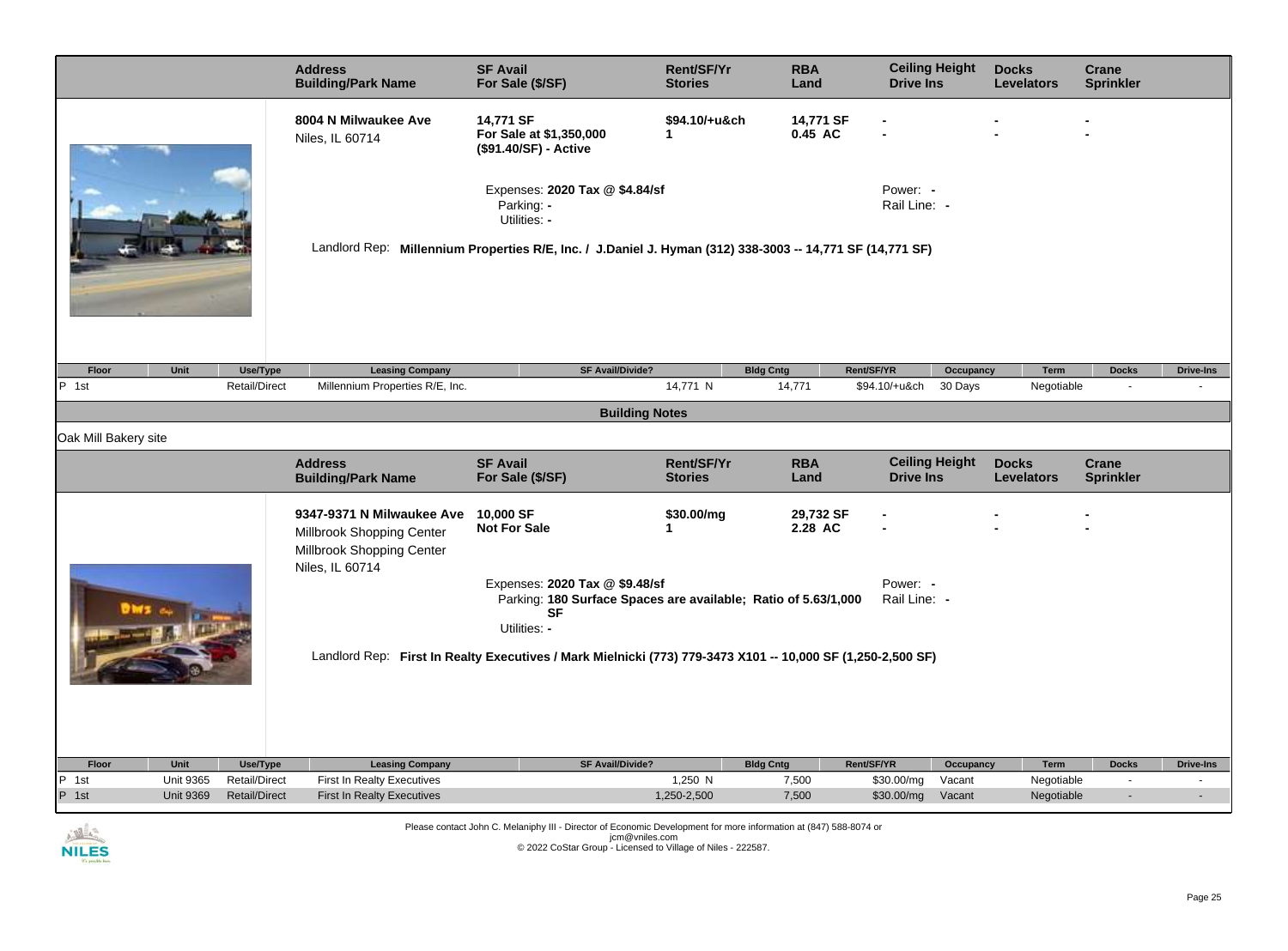| Address / Building/Park Name | SF Avail / For Sale ($/SF) | Rent/SF/Yr / Stories | RBA / Land | Ceiling Height / Drive Ins | Docks / Levelators | Crane / Sprinkler |
|---|---|---|---|---|---|---|
| **8004 N Milwaukee Ave** Niles, IL 60714 | **14,771 SF** For Sale at $1,350,000 ($91.40/SF) - Active | **$94.10/+u&ch** 1 | **14,771 SF** 0.45 AC | - / - | - / - | - / - |

Expenses: **2020 Tax @ $4.84/sf**
Parking: **-**
Utilities: **-**

Power: **-**
Rail Line: **-**

Landlord Rep: **Millennium Properties R/E, Inc. / J.Daniel J. Hyman (312) 338-3003 -- 14,771 SF (14,771 SF)**

| Floor | Unit | Use/Type | Leasing Company | SF Avail/Divide? | Bldg Cntg | Rent/SF/YR | Occupancy | Term | Docks | Drive-Ins |
|---|---|---|---|---|---|---|---|---|---|---|
| P 1st | | Retail/Direct | Millennium Properties R/E, Inc. | 14,771 N | 14,771 | $94.10/+u&ch | 30 Days | Negotiable | - | - |

**Building Notes**

Oak Mill Bakery site

| Address / Building/Park Name | SF Avail / For Sale ($/SF) | Rent/SF/Yr / Stories | RBA / Land | Ceiling Height / Drive Ins | Docks / Levelators | Crane / Sprinkler |
|---|---|---|---|---|---|---|
| **9347-9371 N Milwaukee Ave** Millbrook Shopping Center Millbrook Shopping Center Niles, IL 60714 | **10,000 SF** Not For Sale | **$30.00/mg** 1 | **29,732 SF** 2.28 AC | - / - | - / - | - / - |

Expenses: **2020 Tax @ $9.48/sf**
Parking: **180 Surface Spaces are available; Ratio of 5.63/1,000 SF**
Utilities: **-**

Power: **-**
Rail Line: **-**

Landlord Rep: **First In Realty Executives / Mark Mielnicki (773) 779-3473 X101 -- 10,000 SF (1,250-2,500 SF)**

| Floor | Unit | Use/Type | Leasing Company | SF Avail/Divide? | Bldg Cntg | Rent/SF/YR | Occupancy | Term | Docks | Drive-Ins |
|---|---|---|---|---|---|---|---|---|---|---|
| P 1st | Unit 9365 | Retail/Direct | First In Realty Executives | 1,250 N | 7,500 | $30.00/mg | Vacant | Negotiable | - | - |
| P 1st | Unit 9369 | Retail/Direct | First In Realty Executives | 1,250-2,500 | 7,500 | $30.00/mg | Vacant | Negotiable | - | - |

Please contact John C. Melaniphy III - Director of Economic Development for more information at (847) 588-8074 or jcm@vniles.com
© 2022 CoStar Group - Licensed to Village of Niles - 222587.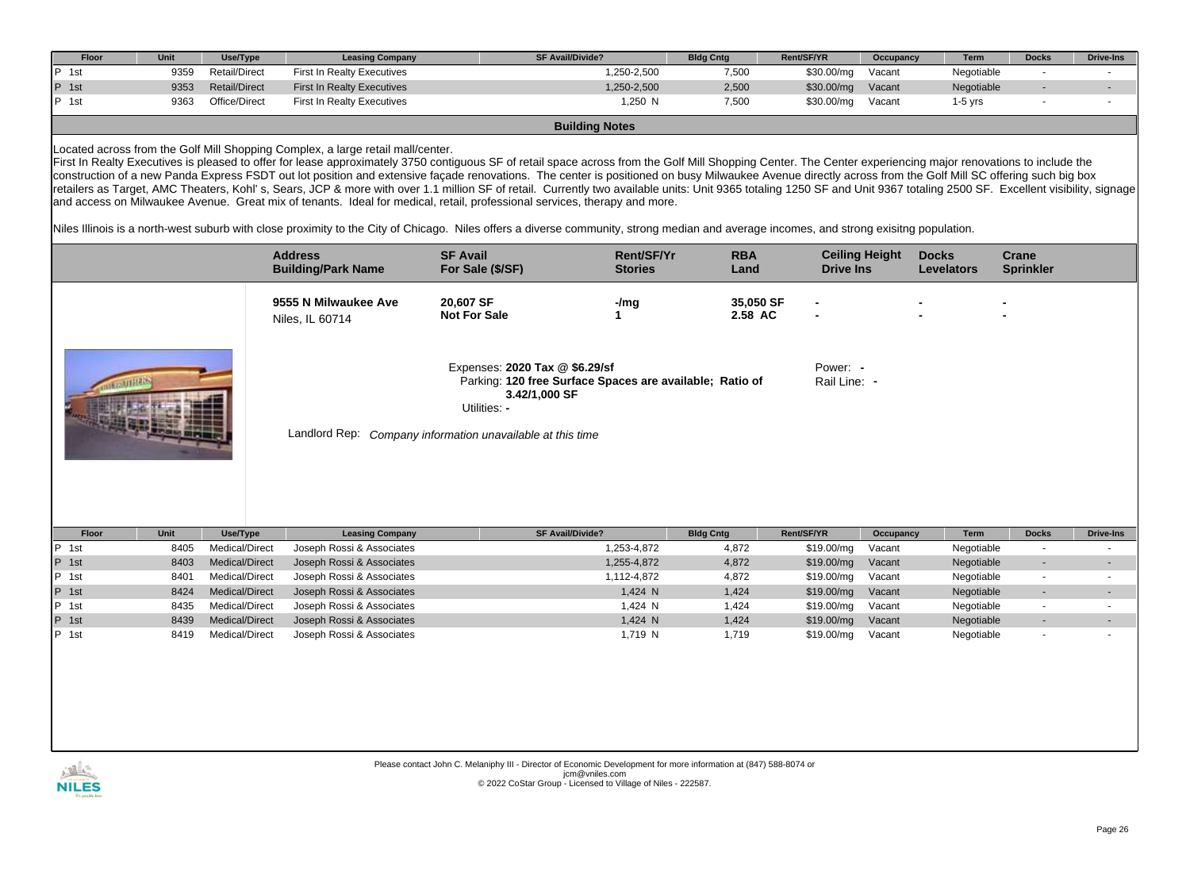| Floor | Unit | Use/Type | Leasing Company | SF Avail/Divide? | Bldg Cntg | Rent/SF/YR | Occupancy | Term | Docks | Drive-Ins |
|---|---|---|---|---|---|---|---|---|---|---|
| P 1st | 9359 | Retail/Direct | First In Realty Executives | 1,250-2,500 | 7,500 | $30.00/mg | Vacant | Negotiable | - | - |
| P 1st | 9353 | Retail/Direct | First In Realty Executives | 1,250-2,500 | 2,500 | $30.00/mg | Vacant | Negotiable | - | - |
| P 1st | 9363 | Office/Direct | First In Realty Executives | 1,250 N | 7,500 | $30.00/mg | Vacant | 1-5 yrs | - | - |

**Building Notes**

Located across from the Golf Mill Shopping Complex, a large retail mall/center.
First In Realty Executives is pleased to offer for lease approximately 3750 contiguous SF of retail space across from the Golf Mill Shopping Center. The Center experiencing major renovations to include the construction of a new Panda Express FSDT out lot position and extensive façade renovations. The center is positioned on busy Milwaukee Avenue directly across from the Golf Mill SC offering such big box retailers as Target, AMC Theaters, Kohl' s, Sears, JCP & more with over 1.1 million SF of retail. Currently two available units: Unit 9365 totaling 1250 SF and Unit 9367 totaling 2500 SF. Excellent visibility, signage and access on Milwaukee Avenue. Great mix of tenants. Ideal for medical, retail, professional services, therapy and more.

Niles Illinois is a north-west suburb with close proximity to the City of Chicago. Niles offers a diverse community, strong median and average incomes, and strong exisitng population.

| Address / Building/Park Name | SF Avail / For Sale ($/SF) | Rent/SF/Yr / Stories | RBA / Land | Ceiling Height / Drive Ins | Docks / Levelators | Crane / Sprinkler |
|---|---|---|---|---|---|---|
| **9555 N Milwaukee Ave** / Niles, IL 60714 | **20,607 SF** / **Not For Sale** | **-/mg** / **1** | **35,050 SF** / **2.58 AC** | - / - | - / - | - / - |

Expenses: **2020 Tax @ $6.29/sf**
Parking: **120 free Surface Spaces are available; Ratio of 3.42/1,000 SF**
Utilities: -

Power: -
Rail Line: -

Landlord Rep: *Company information unavailable at this time*

| Floor | Unit | Use/Type | Leasing Company | SF Avail/Divide? | Bldg Cntg | Rent/SF/YR | Occupancy | Term | Docks | Drive-Ins |
|---|---|---|---|---|---|---|---|---|---|---|
| P 1st | 8405 | Medical/Direct | Joseph Rossi & Associates | 1,253-4,872 | 4,872 | $19.00/mg | Vacant | Negotiable | - | - |
| P 1st | 8403 | Medical/Direct | Joseph Rossi & Associates | 1,255-4,872 | 4,872 | $19.00/mg | Vacant | Negotiable | - | - |
| P 1st | 8401 | Medical/Direct | Joseph Rossi & Associates | 1,112-4,872 | 4,872 | $19.00/mg | Vacant | Negotiable | - | - |
| P 1st | 8424 | Medical/Direct | Joseph Rossi & Associates | 1,424 N | 1,424 | $19.00/mg | Vacant | Negotiable | - | - |
| P 1st | 8435 | Medical/Direct | Joseph Rossi & Associates | 1,424 N | 1,424 | $19.00/mg | Vacant | Negotiable | - | - |
| P 1st | 8439 | Medical/Direct | Joseph Rossi & Associates | 1,424 N | 1,424 | $19.00/mg | Vacant | Negotiable | - | - |
| P 1st | 8419 | Medical/Direct | Joseph Rossi & Associates | 1,719 N | 1,719 | $19.00/mg | Vacant | Negotiable | - | - |

Please contact John C. Melaniphy III - Director of Economic Development for more information at (847) 588-8074 or jcm@vniles.com
© 2022 CoStar Group - Licensed to Village of Niles - 222587.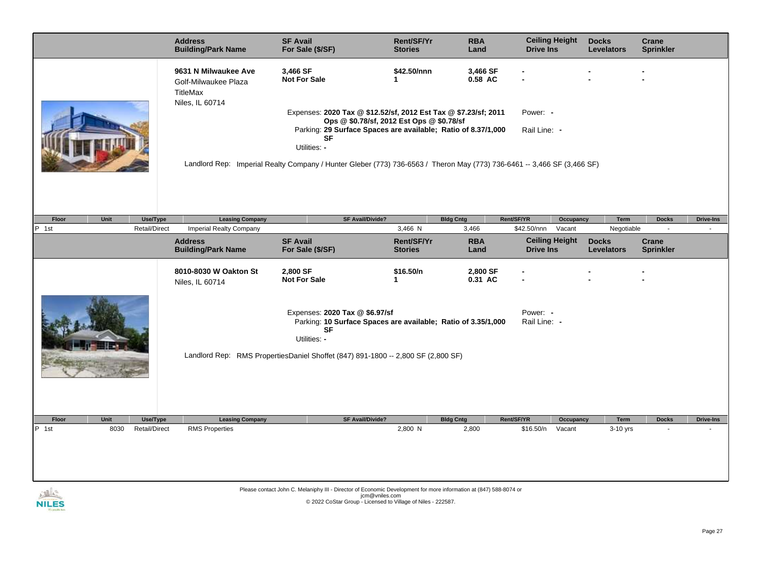| Address / Building/Park Name | SF Avail / For Sale ($/SF) | Rent/SF/Yr / Stories | RBA / Land | Ceiling Height / Drive Ins | Docks / Levelators | Crane / Sprinkler |
|---|---|---|---|---|---|---|
| **9631 N Milwaukee Ave** Golf-Milwaukee Plaza TitleMax Niles, IL 60714 | **3,466 SF** **Not For Sale** | **$42.50/nnn** **1** | **3,466 SF** **0.58 AC** | - - | - - | - - |

Expenses: **2020 Tax @ $12.52/sf, 2012 Est Tax @ $7.23/sf; 2011 Ops @ $0.78/sf, 2012 Est Ops @ $0.78/sf**

Parking: **29 Surface Spaces are available; Ratio of 8.37/1,000 SF**

Utilities: **-**

Power: **-**

Rail Line: **-**

Landlord Rep: Imperial Realty Company / Hunter Gleber (773) 736-6563 / Theron May (773) 736-6461 -- 3,466 SF (3,466 SF)

| Floor | Unit | Use/Type | Leasing Company | SF Avail/Divide? | Bldg Cntg | Rent/SF/YR | Occupancy | Term | Docks | Drive-Ins |
|---|---|---|---|---|---|---|---|---|---|---|
| P 1st | | Retail/Direct | Imperial Realty Company | 3,466 N | 3,466 | $42.50/nnn | Vacant | Negotiable | - | - |

| Address / Building/Park Name | SF Avail / For Sale ($/SF) | Rent/SF/Yr / Stories | RBA / Land | Ceiling Height / Drive Ins | Docks / Levelators | Crane / Sprinkler |
|---|---|---|---|---|---|---|
| **8010-8030 W Oakton St** Niles, IL 60714 | **2,800 SF** **Not For Sale** | **$16.50/n** **1** | **2,800 SF** **0.31 AC** | - - | - - | - - |

Expenses: **2020 Tax @ $6.97/sf**

Parking: **10 Surface Spaces are available; Ratio of 3.35/1,000 SF**

Utilities: **-**

Power: **-**

Rail Line: **-**

Landlord Rep: RMS PropertiesDaniel Shoffet (847) 891-1800 -- 2,800 SF (2,800 SF)

| Floor | Unit | Use/Type | Leasing Company | SF Avail/Divide? | Bldg Cntg | Rent/SF/YR | Occupancy | Term | Docks | Drive-Ins |
|---|---|---|---|---|---|---|---|---|---|---|
| P 1st | 8030 | Retail/Direct | RMS Properties | 2,800 N | 2,800 | $16.50/n | Vacant | 3-10 yrs | - | - |

Please contact John C. Melaniphy III - Director of Economic Development for more information at (847) 588-8074 or jcm@vniles.com

© 2022 CoStar Group - Licensed to Village of Niles - 222587.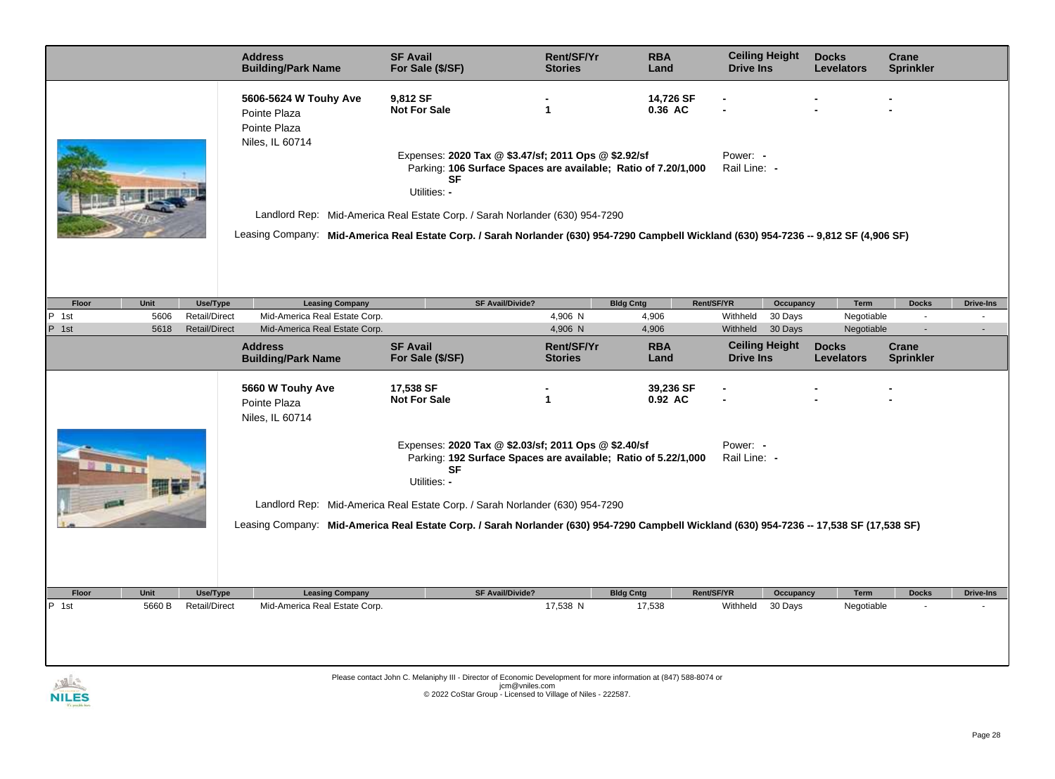| Address / Building/Park Name | SF Avail / For Sale ($/SF) | Rent/SF/Yr / Stories | RBA / Land | Ceiling Height / Drive Ins | Docks / Levelators | Crane / Sprinkler |
|---|---|---|---|---|---|---|
| **5606-5624 W Touhy Ave** Pointe Plaza Pointe Plaza Niles, IL 60714 | **9,812 SF** **Not For Sale** | **-** **1** | **14,726 SF** **0.36 AC** | **-** **-** | **-** **-** | **-** |

Expenses: **2020 Tax @ $3.47/sf; 2011 Ops @ $2.92/sf**
Parking: **106 Surface Spaces are available; Ratio of 7.20/1,000 SF**
Utilities: **-**
Power: **-**
Rail Line: **-**

Landlord Rep: Mid-America Real Estate Corp. / Sarah Norlander (630) 954-7290

Leasing Company: **Mid-America Real Estate Corp. / Sarah Norlander (630) 954-7290 Campbell Wickland (630) 954-7236 -- 9,812 SF (4,906 SF)**

| Floor | Unit | Use/Type | Leasing Company | SF Avail/Divide? | Bldg Cntg | Rent/SF/YR | Occupancy | Term | Docks | Drive-Ins |
|---|---|---|---|---|---|---|---|---|---|---|
| P 1st | 5606 | Retail/Direct | Mid-America Real Estate Corp. | 4,906 N | 4,906 | Withheld | 30 Days | Negotiable | - | - |
| P 1st | 5618 | Retail/Direct | Mid-America Real Estate Corp. | 4,906 N | 4,906 | Withheld | 30 Days | Negotiable | - | - |

| Address / Building/Park Name | SF Avail / For Sale ($/SF) | Rent/SF/Yr / Stories | RBA / Land | Ceiling Height / Drive Ins | Docks / Levelators | Crane / Sprinkler |
|---|---|---|---|---|---|---|
| **5660 W Touhy Ave** Pointe Plaza Niles, IL 60714 | **17,538 SF** **Not For Sale** | **-** **1** | **39,236 SF** **0.92 AC** | **-** **-** | **-** **-** | **-** **-** |

Expenses: **2020 Tax @ $2.03/sf; 2011 Ops @ $2.40/sf**
Parking: **192 Surface Spaces are available; Ratio of 5.22/1,000 SF**
Utilities: **-**
Power: **-**
Rail Line: **-**

Landlord Rep: Mid-America Real Estate Corp. / Sarah Norlander (630) 954-7290

Leasing Company: **Mid-America Real Estate Corp. / Sarah Norlander (630) 954-7290 Campbell Wickland (630) 954-7236 -- 17,538 SF (17,538 SF)**

| Floor | Unit | Use/Type | Leasing Company | SF Avail/Divide? | Bldg Cntg | Rent/SF/YR | Occupancy | Term | Docks | Drive-Ins |
|---|---|---|---|---|---|---|---|---|---|---|
| P 1st | 5660 B | Retail/Direct | Mid-America Real Estate Corp. | 17,538 N | 17,538 | Withheld | 30 Days | Negotiable | - | - |

Please contact John C. Melaniphy III - Director of Economic Development for more information at (847) 588-8074 or jcm@vniles.com
© 2022 CoStar Group - Licensed to Village of Niles - 222587.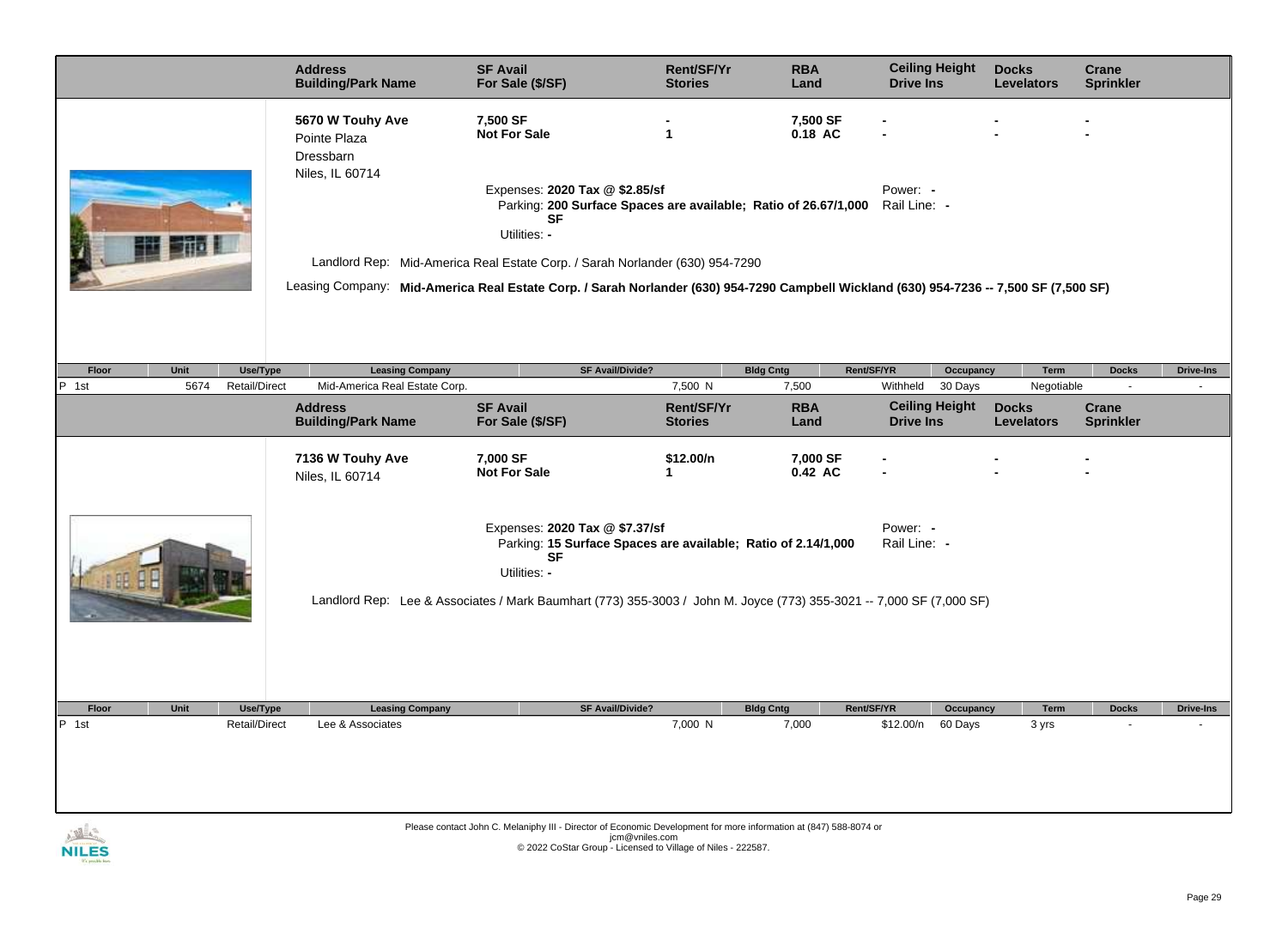| Address / Building/Park Name | SF Avail / For Sale ($/SF) | Rent/SF/Yr / Stories | RBA / Land | Ceiling Height / Drive Ins | Docks / Levelators | Crane / Sprinkler |
|---|---|---|---|---|---|---|
| **5670 W Touhy Ave** Pointe Plaza Dressbarn Niles, IL 60714 | **7,500 SF** **Not For Sale** | - **1** | **7,500 SF** **0.18 AC** | - - | - - | - - |

Expenses: **2020 Tax @ $2.85/sf**
Parking: **200 Surface Spaces are available; Ratio of 26.67/1,000 SF**
Utilities: -
Power: -
Rail Line: -

Landlord Rep: Mid-America Real Estate Corp. / Sarah Norlander (630) 954-7290

Leasing Company: **Mid-America Real Estate Corp. / Sarah Norlander (630) 954-7290 Campbell Wickland (630) 954-7236 -- 7,500 SF (7,500 SF)**

| Floor | Unit | Use/Type | Leasing Company | SF Avail/Divide? | Bldg Cntg | Rent/SF/YR | Occupancy | Term | Docks | Drive-Ins |
|---|---|---|---|---|---|---|---|---|---|---|
| P 1st | 5674 | Retail/Direct | Mid-America Real Estate Corp. | 7,500 N | 7,500 | Withheld | 30 Days | Negotiable | - | - |

| Address / Building/Park Name | SF Avail / For Sale ($/SF) | Rent/SF/Yr / Stories | RBA / Land | Ceiling Height / Drive Ins | Docks / Levelators | Crane / Sprinkler |
|---|---|---|---|---|---|---|
| **7136 W Touhy Ave** Niles, IL 60714 | **7,000 SF** **Not For Sale** | **$12.00/n** **1** | **7,000 SF** **0.42 AC** | - - | - - | - - |

Expenses: **2020 Tax @ $7.37/sf**
Parking: **15 Surface Spaces are available; Ratio of 2.14/1,000 SF**
Utilities: -
Power: -
Rail Line: -

Landlord Rep: Lee & Associates / Mark Baumhart (773) 355-3003 / John M. Joyce (773) 355-3021 -- 7,000 SF (7,000 SF)

| Floor | Unit | Use/Type | Leasing Company | SF Avail/Divide? | Bldg Cntg | Rent/SF/YR | Occupancy | Term | Docks | Drive-Ins |
|---|---|---|---|---|---|---|---|---|---|---|
| P 1st | | Retail/Direct | Lee & Associates | 7,000 N | 7,000 | $12.00/n | 60 Days | 3 yrs | - | - |

Please contact John C. Melaniphy III - Director of Economic Development for more information at (847) 588-8074 or jcm@vniles.com
© 2022 CoStar Group - Licensed to Village of Niles - 222587.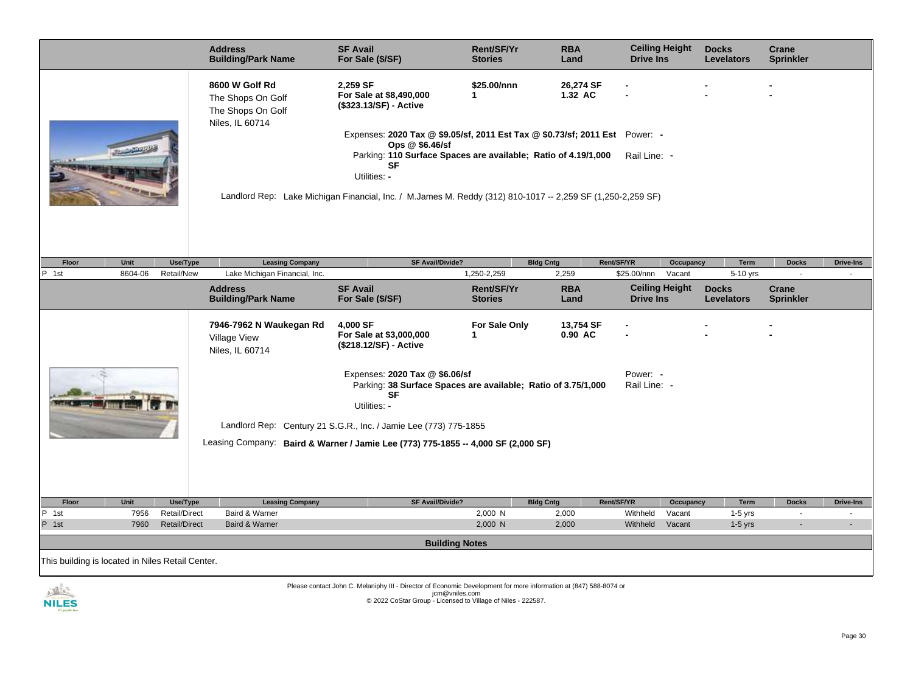| Address / Building/Park Name | SF Avail / For Sale ($/SF) | Rent/SF/Yr / Stories | RBA / Land | Ceiling Height / Drive Ins | Docks / Levelators | Crane / Sprinkler |
|---|---|---|---|---|---|---|
| **8600 W Golf Rd** The Shops On Golf The Shops On Golf Niles, IL 60714 | **2,259 SF** **For Sale at $8,490,000 ($323.13/SF) - Active** | **$25.00/nnn** **1** | **26,274 SF** **1.32 AC** | - - | - - | - - |

Expenses: **2020 Tax @ $9.05/sf, 2011 Est Tax @ $0.73/sf; 2011 Est Ops @ $6.46/sf**

Parking: **110 Surface Spaces are available; Ratio of 4.19/1,000 SF**

Utilities: -

Power: -

Rail Line: -

Landlord Rep: Lake Michigan Financial, Inc. / M.James M. Reddy (312) 810-1017 -- 2,259 SF (1,250-2,259 SF)

| Floor | Unit | Use/Type | Leasing Company | SF Avail/Divide? | Bldg Cntg | Rent/SF/YR | Occupancy | Term | Docks | Drive-Ins |
|---|---|---|---|---|---|---|---|---|---|---|
| P 1st | 8604-06 | Retail/New | Lake Michigan Financial, Inc. | 1,250-2,259 | 2,259 | $25.00/nnn | Vacant | 5-10 yrs | - | - |

| Address / Building/Park Name | SF Avail / For Sale ($/SF) | Rent/SF/Yr / Stories | RBA / Land | Ceiling Height / Drive Ins | Docks / Levelators | Crane / Sprinkler |
|---|---|---|---|---|---|---|
| **7946-7962 N Waukegan Rd** Village View Niles, IL 60714 | **4,000 SF** **For Sale at $3,000,000 ($218.12/SF) - Active** | **For Sale Only** **1** | **13,754 SF** **0.90 AC** | - - | - - | - - |

Expenses: **2020 Tax @ $6.06/sf**

Parking: **38 Surface Spaces are available; Ratio of 3.75/1,000 SF**

Utilities: -

Power: -

Rail Line: -

Landlord Rep: Century 21 S.G.R., Inc. / Jamie Lee (773) 775-1855

Leasing Company: **Baird & Warner / Jamie Lee (773) 775-1855 -- 4,000 SF (2,000 SF)**

| Floor | Unit | Use/Type | Leasing Company | SF Avail/Divide? | Bldg Cntg | Rent/SF/YR | Occupancy | Term | Docks | Drive-Ins |
|---|---|---|---|---|---|---|---|---|---|---|
| P 1st | 7956 | Retail/Direct | Baird & Warner | 2,000 N | 2,000 | Withheld | Vacant | 1-5 yrs | - | - |
| P 1st | 7960 | Retail/Direct | Baird & Warner | 2,000 N | 2,000 | Withheld | Vacant | 1-5 yrs | - | - |

**Building Notes**

This building is located in Niles Retail Center.

Please contact John C. Melaniphy III - Director of Economic Development for more information at (847) 588-8074 or jcm@vniles.com

© 2022 CoStar Group - Licensed to Village of Niles - 222587.